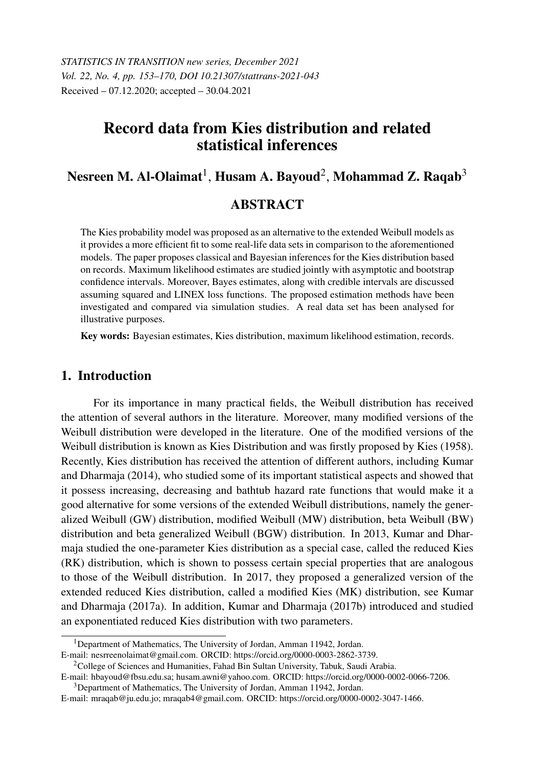*STATISTICS IN TRANSITION new series, December 2021*
*Vol. 22, No. 4, pp. 153–170, DOI 10.21307/stattrans-2021-043*
Received – 07.12.2020; accepted – 30.04.2021

# Record data from Kies distribution and related statistical inferences

**Nesreen M. Al-Olaimat**[1], **Husam A. Bayoud**[2], **Mohammad Z. Raqab**[3]

## ABSTRACT

The Kies probability model was proposed as an alternative to the extended Weibull models as it provides a more efficient fit to some real-life data sets in comparison to the aforementioned models. The paper proposes classical and Bayesian inferences for the Kies distribution based on records. Maximum likelihood estimates are studied jointly with asymptotic and bootstrap confidence intervals. Moreover, Bayes estimates, along with credible intervals are discussed assuming squared and LINEX loss functions. The proposed estimation methods have been investigated and compared via simulation studies. A real data set has been analysed for illustrative purposes.

**Key words:** Bayesian estimates, Kies distribution, maximum likelihood estimation, records.

## 1. Introduction

For its importance in many practical fields, the Weibull distribution has received the attention of several authors in the literature. Moreover, many modified versions of the Weibull distribution were developed in the literature. One of the modified versions of the Weibull distribution is known as Kies Distribution and was firstly proposed by Kies (1958). Recently, Kies distribution has received the attention of different authors, including Kumar and Dharmaja (2014), who studied some of its important statistical aspects and showed that it possess increasing, decreasing and bathtub hazard rate functions that would make it a good alternative for some versions of the extended Weibull distributions, namely the generalized Weibull (GW) distribution, modified Weibull (MW) distribution, beta Weibull (BW) distribution and beta generalized Weibull (BGW) distribution. In 2013, Kumar and Dharmaja studied the one-parameter Kies distribution as a special case, called the reduced Kies (RK) distribution, which is shown to possess certain special properties that are analogous to those of the Weibull distribution. In 2017, they proposed a generalized version of the extended reduced Kies distribution, called a modified Kies (MK) distribution, see Kumar and Dharmaja (2017a). In addition, Kumar and Dharmaja (2017b) introduced and studied an exponentiated reduced Kies distribution with two parameters.

---

[1] Department of Mathematics, The University of Jordan, Amman 11942, Jordan.
E-mail: nesrreenolaimat@gmail.com. ORCID: https://orcid.org/0000-0003-2862-3739.

[2] College of Sciences and Humanities, Fahad Bin Sultan University, Tabuk, Saudi Arabia.
E-mail: hbayoud@fbsu.edu.sa; husam.awni@yahoo.com. ORCID: https://orcid.org/0000-0002-0066-7206.

[3] Department of Mathematics, The University of Jordan, Amman 11942, Jordan.
E-mail: mraqab@ju.edu.jo; mraqab4@gmail.com. ORCID: https://orcid.org/0000-0002-3047-1466.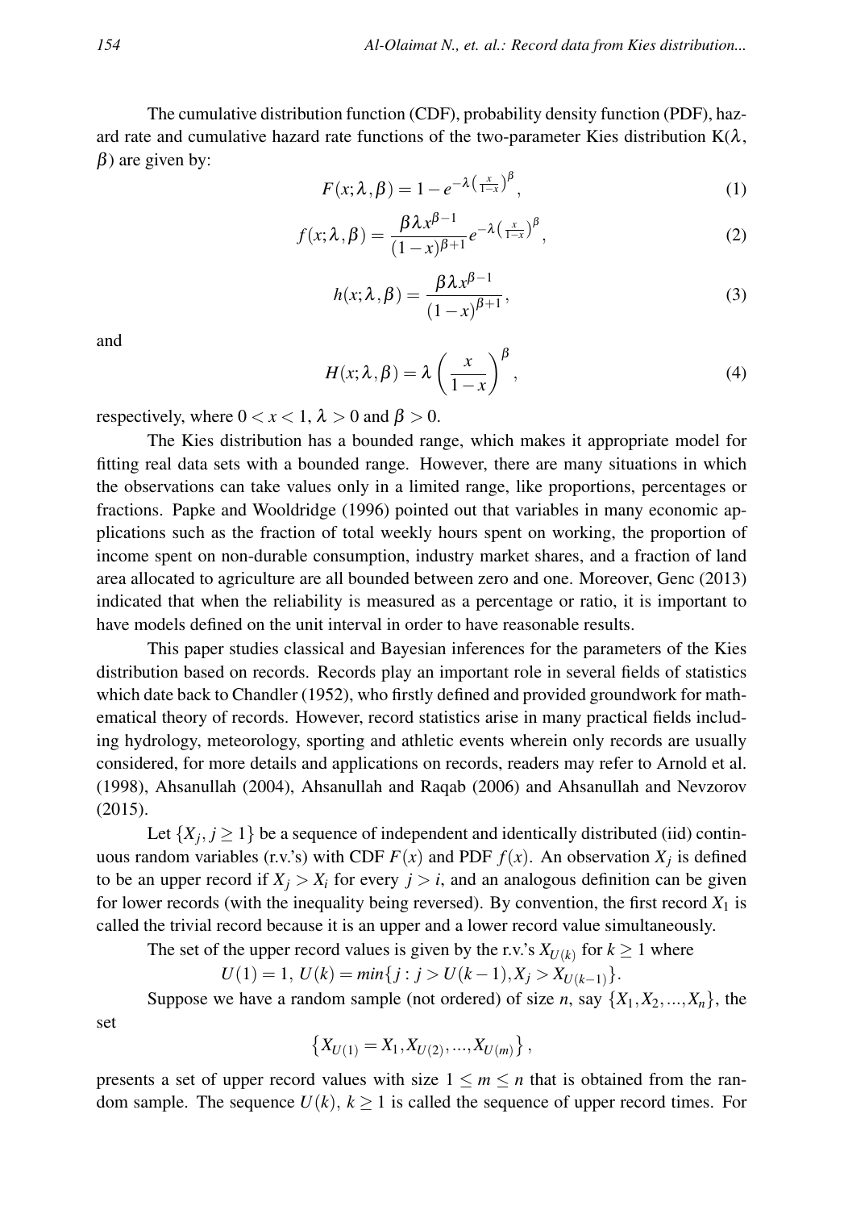The cumulative distribution function (CDF), probability density function (PDF), hazard rate and cumulative hazard rate functions of the two-parameter Kies distribution K($\lambda$, $\beta$) are given by:

$$F(x;\lambda,\beta) = 1 - e^{-\lambda\left(\frac{x}{1-x}\right)^{\beta}}, \tag{1}$$

$$f(x;\lambda,\beta) = \frac{\beta\lambda x^{\beta-1}}{(1-x)^{\beta+1}} e^{-\lambda\left(\frac{x}{1-x}\right)^{\beta}}, \tag{2}$$

$$h(x;\lambda,\beta) = \frac{\beta\lambda x^{\beta-1}}{(1-x)^{\beta+1}}, \tag{3}$$

and

$$H(x;\lambda,\beta) = \lambda\left(\frac{x}{1-x}\right)^{\beta}, \tag{4}$$

respectively, where $0 < x < 1$, $\lambda > 0$ and $\beta > 0$.

The Kies distribution has a bounded range, which makes it appropriate model for fitting real data sets with a bounded range. However, there are many situations in which the observations can take values only in a limited range, like proportions, percentages or fractions. Papke and Wooldridge (1996) pointed out that variables in many economic applications such as the fraction of total weekly hours spent on working, the proportion of income spent on non-durable consumption, industry market shares, and a fraction of land area allocated to agriculture are all bounded between zero and one. Moreover, Genc (2013) indicated that when the reliability is measured as a percentage or ratio, it is important to have models defined on the unit interval in order to have reasonable results.

This paper studies classical and Bayesian inferences for the parameters of the Kies distribution based on records. Records play an important role in several fields of statistics which date back to Chandler (1952), who firstly defined and provided groundwork for mathematical theory of records. However, record statistics arise in many practical fields including hydrology, meteorology, sporting and athletic events wherein only records are usually considered, for more details and applications on records, readers may refer to Arnold et al. (1998), Ahsanullah (2004), Ahsanullah and Raqab (2006) and Ahsanullah and Nevzorov (2015).

Let $\{X_j, j \geq 1\}$ be a sequence of independent and identically distributed (iid) continuous random variables (r.v.'s) with CDF $F(x)$ and PDF $f(x)$. An observation $X_j$ is defined to be an upper record if $X_j > X_i$ for every $j > i$, and an analogous definition can be given for lower records (with the inequality being reversed). By convention, the first record $X_1$ is called the trivial record because it is an upper and a lower record value simultaneously.

The set of the upper record values is given by the r.v.'s $X_{U(k)}$ for $k \geq 1$ where

$$U(1) = 1,\ U(k) = min\{j : j > U(k-1), X_j > X_{U(k-1)}\}.$$

Suppose we have a random sample (not ordered) of size $n$, say $\{X_1, X_2, ..., X_n\}$, the set

$$\left\{X_{U(1)} = X_1, X_{U(2)}, ..., X_{U(m)}\right\},$$

presents a set of upper record values with size $1 \leq m \leq n$ that is obtained from the random sample. The sequence $U(k)$, $k \geq 1$ is called the sequence of upper record times. For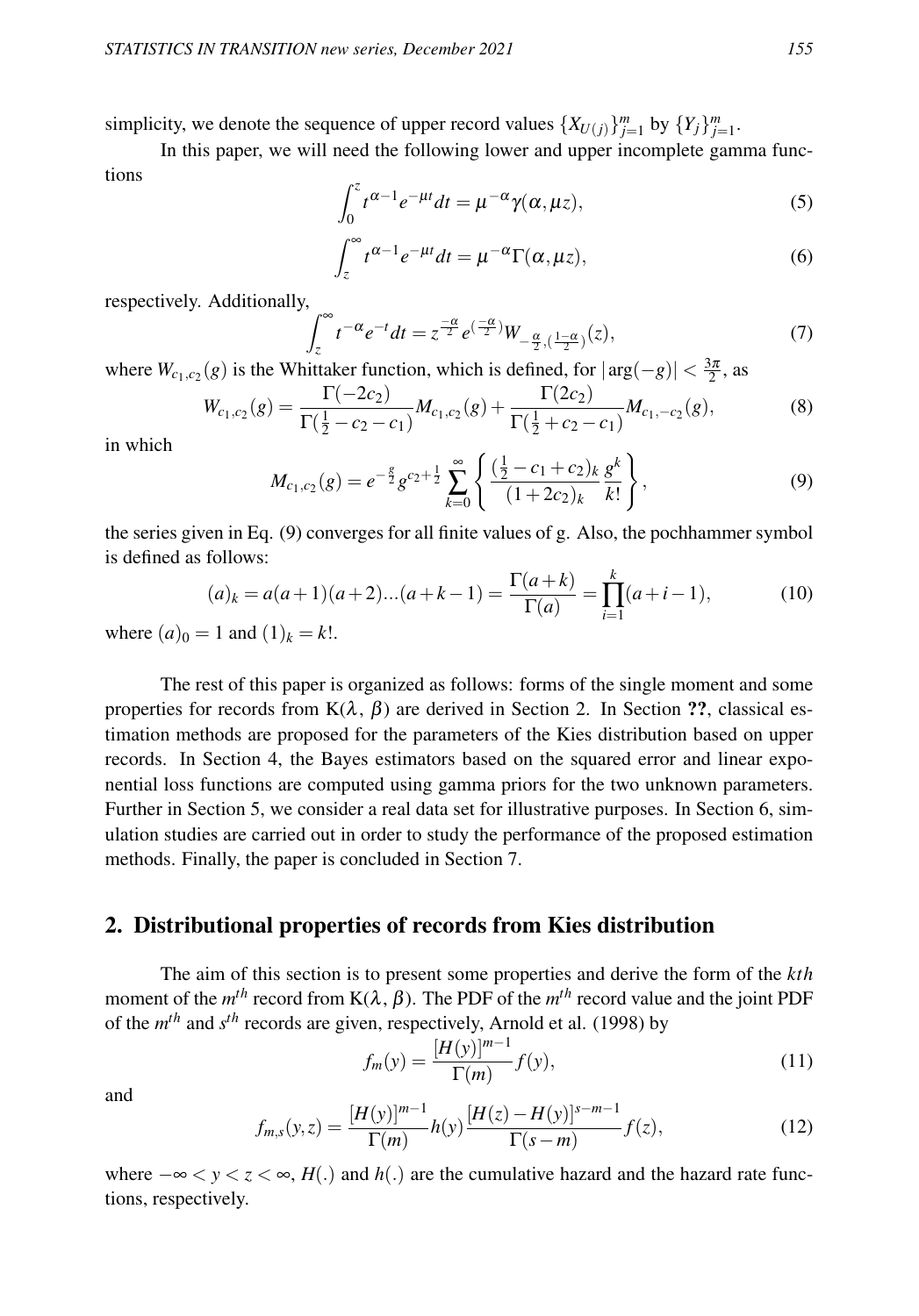simplicity, we denote the sequence of upper record values $\{X_{U(j)}\}_{j=1}^{m}$ by $\{Y_j\}_{j=1}^{m}$.

In this paper, we will need the following lower and upper incomplete gamma functions

$$\int_0^z t^{\alpha-1}e^{-\mu t}dt = \mu^{-\alpha}\gamma(\alpha,\mu z), \tag{5}$$

$$\int_z^\infty t^{\alpha-1}e^{-\mu t}dt = \mu^{-\alpha}\Gamma(\alpha,\mu z), \tag{6}$$

respectively. Additionally,

$$\int_z^\infty t^{-\alpha}e^{-t}dt = z^{\frac{-\alpha}{2}}e^{(\frac{-\alpha}{2})}W_{-\frac{\alpha}{2},(\frac{1-\alpha}{2})}(z), \tag{7}$$

where $W_{c_1,c_2}(g)$ is the Whittaker function, which is defined, for $|\arg(-g)| < \frac{3\pi}{2}$, as

$$W_{c_1,c_2}(g) = \frac{\Gamma(-2c_2)}{\Gamma(\frac{1}{2}-c_2-c_1)}M_{c_1,c_2}(g) + \frac{\Gamma(2c_2)}{\Gamma(\frac{1}{2}+c_2-c_1)}M_{c_1,-c_2}(g), \tag{8}$$

in which

$$M_{c_1,c_2}(g) = e^{-\frac{g}{2}}g^{c_2+\frac{1}{2}}\sum_{k=0}^{\infty}\left\{\frac{(\frac{1}{2}-c_1+c_2)_k}{(1+2c_2)_k}\frac{g^k}{k!}\right\}, \tag{9}$$

the series given in Eq. (9) converges for all finite values of g. Also, the pochhammer symbol is defined as follows:

$$(a)_k = a(a+1)(a+2)...(a+k-1) = \frac{\Gamma(a+k)}{\Gamma(a)} = \prod_{i=1}^{k}(a+i-1), \tag{10}$$

where $(a)_0 = 1$ and $(1)_k = k!$.

The rest of this paper is organized as follows: forms of the single moment and some properties for records from K($\lambda$, $\beta$) are derived in Section 2. In Section **??**, classical estimation methods are proposed for the parameters of the Kies distribution based on upper records. In Section 4, the Bayes estimators based on the squared error and linear exponential loss functions are computed using gamma priors for the two unknown parameters. Further in Section 5, we consider a real data set for illustrative purposes. In Section 6, simulation studies are carried out in order to study the performance of the proposed estimation methods. Finally, the paper is concluded in Section 7.

## 2. Distributional properties of records from Kies distribution

The aim of this section is to present some properties and derive the form of the $kth$ moment of the $m^{th}$ record from K($\lambda$, $\beta$). The PDF of the $m^{th}$ record value and the joint PDF of the $m^{th}$ and $s^{th}$ records are given, respectively, Arnold et al. (1998) by

$$f_m(y) = \frac{[H(y)]^{m-1}}{\Gamma(m)}f(y), \tag{11}$$

and

$$f_{m,s}(y,z) = \frac{[H(y)]^{m-1}}{\Gamma(m)}h(y)\frac{[H(z)-H(y)]^{s-m-1}}{\Gamma(s-m)}f(z), \tag{12}$$

where $-\infty < y < z < \infty$, $H(.)$ and $h(.)$ are the cumulative hazard and the hazard rate functions, respectively.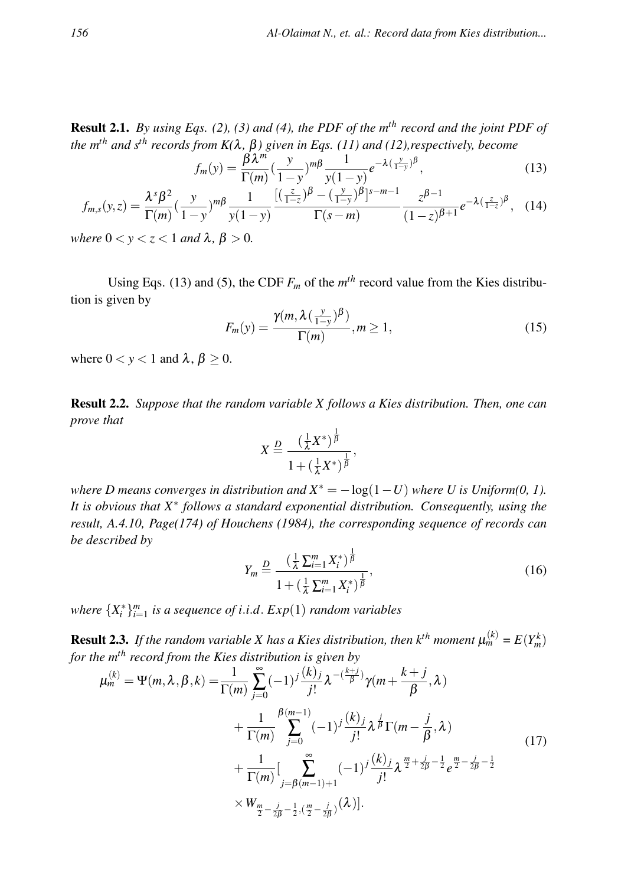**Result 2.1.** *By using Eqs. (2), (3) and (4), the PDF of the $m^{th}$ record and the joint PDF of the $m^{th}$ and $s^{th}$ records from K($\lambda$, $\beta$) given in Eqs. (11) and (12),respectively, become*

$$f_m(y) = \frac{\beta\lambda^m}{\Gamma(m)}(\frac{y}{1-y})^{m\beta}\frac{1}{y(1-y)}e^{-\lambda(\frac{y}{1-y})^\beta}, \tag{13}$$

$$f_{m,s}(y,z) = \frac{\lambda^s\beta^2}{\Gamma(m)}(\frac{y}{1-y})^{m\beta}\frac{1}{y(1-y)}\frac{[(\frac{z}{1-z})^\beta - (\frac{y}{1-y})^\beta]^{s-m-1}}{\Gamma(s-m)}\frac{z^{\beta-1}}{(1-z)^{\beta+1}}e^{-\lambda(\frac{z}{1-z})^\beta}, \tag{14}$$

*where $0 < y < z < 1$ and $\lambda$, $\beta > 0$.*

Using Eqs. (13) and (5), the CDF $F_m$ of the $m^{th}$ record value from the Kies distribution is given by

$$F_m(y) = \frac{\gamma(m, \lambda(\frac{y}{1-y})^\beta)}{\Gamma(m)}, m \geq 1, \tag{15}$$

where $0 < y < 1$ and $\lambda$, $\beta \geq 0$.

**Result 2.2.** *Suppose that the random variable X follows a Kies distribution. Then, one can prove that*

$$X \overset{D}{=} \frac{(\frac{1}{\lambda}X^*)^{\frac{1}{\beta}}}{1+(\frac{1}{\lambda}X^*)^{\frac{1}{\beta}}},$$

*where D means converges in distribution and $X^* = -\log(1-U)$ where U is Uniform(0, 1). It is obvious that $X^*$ follows a standard exponential distribution. Consequently, using the result, A.4.10, Page(174) of Houchens (1984), the corresponding sequence of records can be described by*

$$Y_m \overset{D}{=} \frac{(\frac{1}{\lambda}\sum_{i=1}^m X_i^*)^{\frac{1}{\beta}}}{1+(\frac{1}{\lambda}\sum_{i=1}^m X_i^*)^{\frac{1}{\beta}}}, \tag{16}$$

*where $\{X_i^*\}_{i=1}^m$ is a sequence of i.i.d. $Exp(1)$ random variables*

**Result 2.3.** *If the random variable X has a Kies distribution, then $k^{th}$ moment $\mu_m^{(k)} = E(Y_m^k)$ for the $m^{th}$ record from the Kies distribution is given by*

$$\begin{aligned}
\mu_m^{(k)} = \Psi(m,\lambda,\beta,k) =& \frac{1}{\Gamma(m)}\sum_{j=0}^{\infty}(-1)^j\frac{(k)_j}{j!}\lambda^{-(\frac{k+j}{\beta})}\gamma(m+\frac{k+j}{\beta},\lambda) \\
&+ \frac{1}{\Gamma(m)}\sum_{j=0}^{\beta(m-1)}(-1)^j\frac{(k)_j}{j!}\lambda^{\frac{j}{\beta}}\Gamma(m-\frac{j}{\beta},\lambda) \\
&+ \frac{1}{\Gamma(m)}[\sum_{j=\beta(m-1)+1}^{\infty}(-1)^j\frac{(k)_j}{j!}\lambda^{\frac{m}{2}+\frac{j}{2\beta}-\frac{1}{2}}e^{\frac{m}{2}-\frac{j}{2\beta}-\frac{1}{2}} \\
&\times W_{\frac{m}{2}-\frac{j}{2\beta}-\frac{1}{2},(\frac{m}{2}-\frac{j}{2\beta})}(\lambda)].
\end{aligned} \tag{17}$$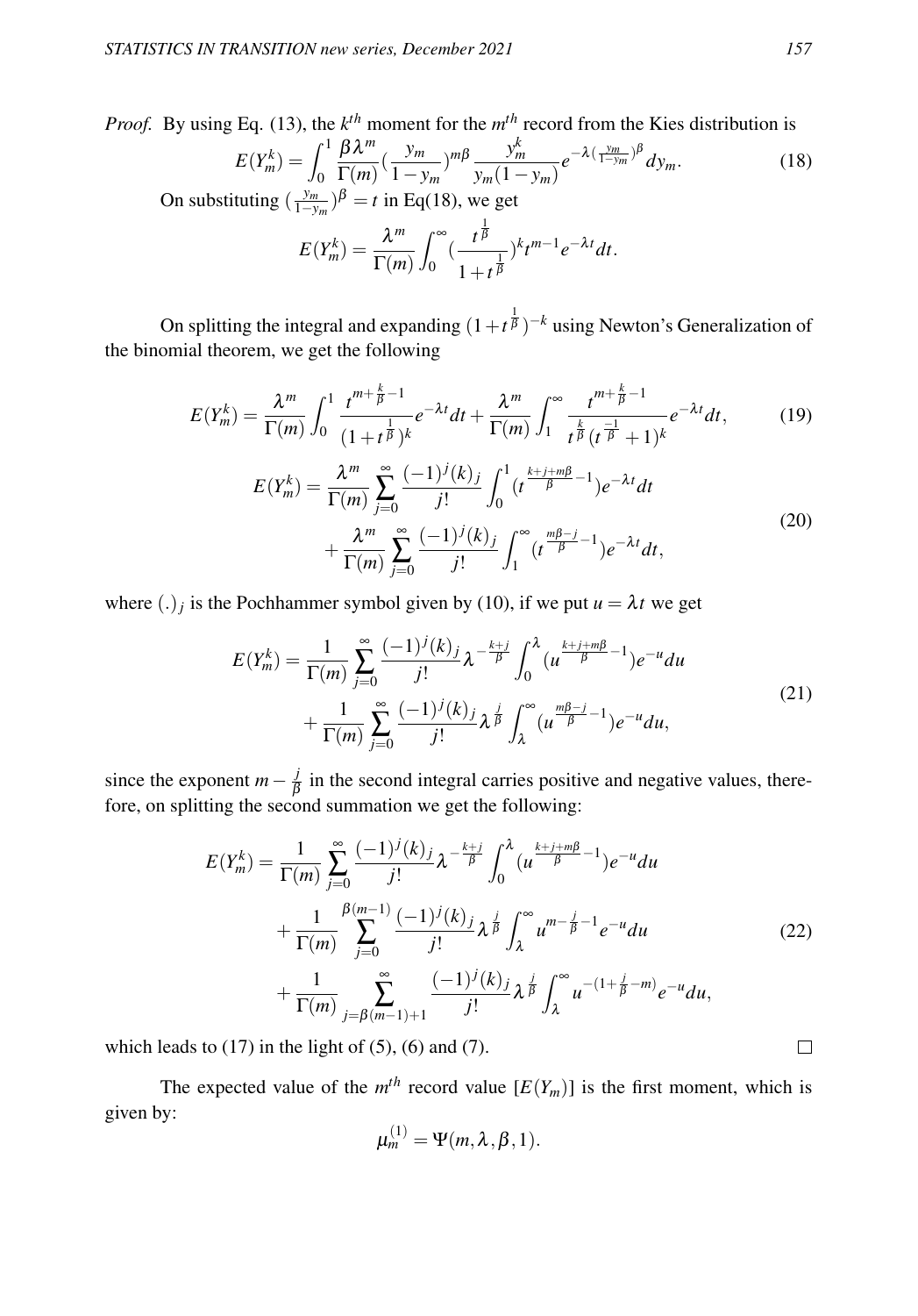*Proof.* By using Eq. (13), the $k^{th}$ moment for the $m^{th}$ record from the Kies distribution is

$$E(Y_m^k) = \int_0^1 \frac{\beta\lambda^m}{\Gamma(m)}(\frac{y_m}{1-y_m})^{m\beta}\frac{y_m^k}{y_m(1-y_m)}e^{-\lambda(\frac{y_m}{1-y_m})^\beta}dy_m. \tag{18}$$

On substituting $(\frac{y_m}{1-y_m})^\beta = t$ in Eq(18), we get

$$E(Y_m^k) = \frac{\lambda^m}{\Gamma(m)}\int_0^\infty (\frac{t^{\frac{1}{\beta}}}{1+t^{\frac{1}{\beta}}})^k t^{m-1}e^{-\lambda t}dt.$$

On splitting the integral and expanding $(1+t^{\frac{1}{\beta}})^{-k}$ using Newton's Generalization of the binomial theorem, we get the following

$$E(Y_m^k) = \frac{\lambda^m}{\Gamma(m)}\int_0^1 \frac{t^{m+\frac{k}{\beta}-1}}{(1+t^{\frac{1}{\beta}})^k}e^{-\lambda t}dt + \frac{\lambda^m}{\Gamma(m)}\int_1^\infty \frac{t^{m+\frac{k}{\beta}-1}}{t^{\frac{k}{\beta}}(t^{\frac{-1}{\beta}}+1)^k}e^{-\lambda t}dt, \tag{19}$$

$$\begin{aligned} E(Y_m^k) &= \frac{\lambda^m}{\Gamma(m)}\sum_{j=0}^\infty \frac{(-1)^j(k)_j}{j!}\int_0^1 (t^{\frac{k+j+m\beta}{\beta}-1})e^{-\lambda t}dt \\ &\quad + \frac{\lambda^m}{\Gamma(m)}\sum_{j=0}^\infty \frac{(-1)^j(k)_j}{j!}\int_1^\infty (t^{\frac{m\beta-j}{\beta}-1})e^{-\lambda t}dt, \end{aligned} \tag{20}$$

where $(.)_j$ is the Pochhammer symbol given by (10), if we put $u = \lambda t$ we get

$$\begin{aligned} E(Y_m^k) &= \frac{1}{\Gamma(m)}\sum_{j=0}^\infty \frac{(-1)^j(k)_j}{j!}\lambda^{-\frac{k+j}{\beta}}\int_0^\lambda (u^{\frac{k+j+m\beta}{\beta}-1})e^{-u}du \\ &\quad + \frac{1}{\Gamma(m)}\sum_{j=0}^\infty \frac{(-1)^j(k)_j}{j!}\lambda^{\frac{j}{\beta}}\int_\lambda^\infty (u^{\frac{m\beta-j}{\beta}-1})e^{-u}du, \end{aligned} \tag{21}$$

since the exponent $m-\frac{j}{\beta}$ in the second integral carries positive and negative values, therefore, on splitting the second summation we get the following:

$$\begin{aligned} E(Y_m^k) &= \frac{1}{\Gamma(m)}\sum_{j=0}^\infty \frac{(-1)^j(k)_j}{j!}\lambda^{-\frac{k+j}{\beta}}\int_0^\lambda (u^{\frac{k+j+m\beta}{\beta}-1})e^{-u}du \\ &\quad + \frac{1}{\Gamma(m)}\sum_{j=0}^{\beta(m-1)} \frac{(-1)^j(k)_j}{j!}\lambda^{\frac{j}{\beta}}\int_\lambda^\infty u^{m-\frac{j}{\beta}-1}e^{-u}du \\ &\quad + \frac{1}{\Gamma(m)}\sum_{j=\beta(m-1)+1}^\infty \frac{(-1)^j(k)_j}{j!}\lambda^{\frac{j}{\beta}}\int_\lambda^\infty u^{-(1+\frac{j}{\beta}-m)}e^{-u}du, \end{aligned} \tag{22}$$

which leads to (17) in the light of (5), (6) and (7). □

The expected value of the $m^{th}$ record value $[E(Y_m)]$ is the first moment, which is given by:

$$\mu_m^{(1)} = \Psi(m, \lambda, \beta, 1).$$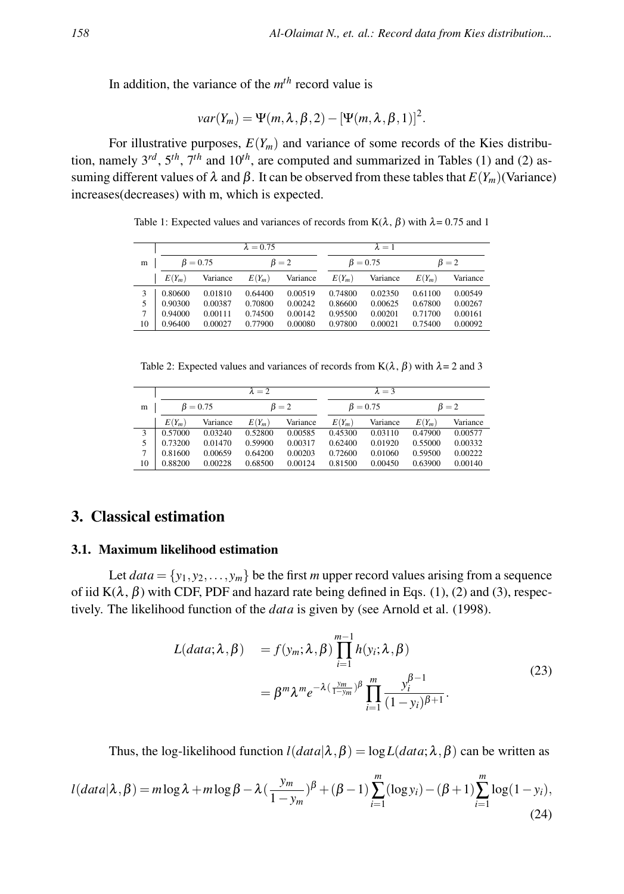In addition, the variance of the $m^{th}$ record value is

$$var(Y_m) = \Psi(m, \lambda, \beta, 2) - [\Psi(m, \lambda, \beta, 1)]^2.$$

For illustrative purposes, $E(Y_m)$ and variance of some records of the Kies distribution, namely $3^{rd}$, $5^{th}$, $7^{th}$ and $10^{th}$, are computed and summarized in Tables (1) and (2) assuming different values of $\lambda$ and $\beta$. It can be observed from these tables that $E(Y_m)$(Variance) increases(decreases) with m, which is expected.

Table 1: Expected values and variances of records from K($\lambda$, $\beta$) with $\lambda$= 0.75 and 1

| m | $\lambda = 0.75$ | | | | $\lambda = 1$ | | | |
|---|---|---|---|---|---|---|---|---|
| | $\beta = 0.75$ | | $\beta = 2$ | | $\beta = 0.75$ | | $\beta = 2$ | |
| | $E(Y_m)$ | Variance | $E(Y_m)$ | Variance | $E(Y_m)$ | Variance | $E(Y_m)$ | Variance |
| 3 | 0.80600 | 0.01810 | 0.64400 | 0.00519 | 0.74800 | 0.02350 | 0.61100 | 0.00549 |
| 5 | 0.90300 | 0.00387 | 0.70800 | 0.00242 | 0.86600 | 0.00625 | 0.67800 | 0.00267 |
| 7 | 0.94000 | 0.00111 | 0.74500 | 0.00142 | 0.95500 | 0.00201 | 0.71700 | 0.00161 |
| 10 | 0.96400 | 0.00027 | 0.77900 | 0.00080 | 0.97800 | 0.00021 | 0.75400 | 0.00092 |

Table 2: Expected values and variances of records from K($\lambda$, $\beta$) with $\lambda$= 2 and 3

| m | $\lambda = 2$ | | | | $\lambda = 3$ | | | |
|---|---|---|---|---|---|---|---|---|
| | $\beta = 0.75$ | | $\beta = 2$ | | $\beta = 0.75$ | | $\beta = 2$ | |
| | $E(Y_m)$ | Variance | $E(Y_m)$ | Variance | $E(Y_m)$ | Variance | $E(Y_m)$ | Variance |
| 3 | 0.57000 | 0.03240 | 0.52800 | 0.00585 | 0.45300 | 0.03110 | 0.47900 | 0.00577 |
| 5 | 0.73200 | 0.01470 | 0.59900 | 0.00317 | 0.62400 | 0.01920 | 0.55000 | 0.00332 |
| 7 | 0.81600 | 0.00659 | 0.64200 | 0.00203 | 0.72600 | 0.01060 | 0.59500 | 0.00222 |
| 10 | 0.88200 | 0.00228 | 0.68500 | 0.00124 | 0.81500 | 0.00450 | 0.63900 | 0.00140 |

## 3. Classical estimation

### 3.1. Maximum likelihood estimation

Let $data = \{y_1, y_2, \ldots, y_m\}$ be the first $m$ upper record values arising from a sequence of iid K($\lambda$, $\beta$) with CDF, PDF and hazard rate being defined in Eqs. (1), (2) and (3), respectively. The likelihood function of the *data* is given by (see Arnold et al. (1998).

$$\begin{aligned} L(data; \lambda, \beta) &= f(y_m; \lambda, \beta) \prod_{i=1}^{m-1} h(y_i; \lambda, \beta) \\ &= \beta^m \lambda^m e^{-\lambda (\frac{y_m}{1-y_m})^\beta} \prod_{i=1}^{m} \frac{y_i^{\beta-1}}{(1-y_i)^{\beta+1}}. \end{aligned} \tag{23}$$

Thus, the log-likelihood function $l(data|\lambda, \beta) = \log L(data; \lambda, \beta)$ can be written as

$$l(data|\lambda, \beta) = m \log \lambda + m \log \beta - \lambda (\frac{y_m}{1-y_m})^\beta + (\beta - 1) \sum_{i=1}^{m} (\log y_i) - (\beta + 1) \sum_{i=1}^{m} \log(1 - y_i), \tag{24}$$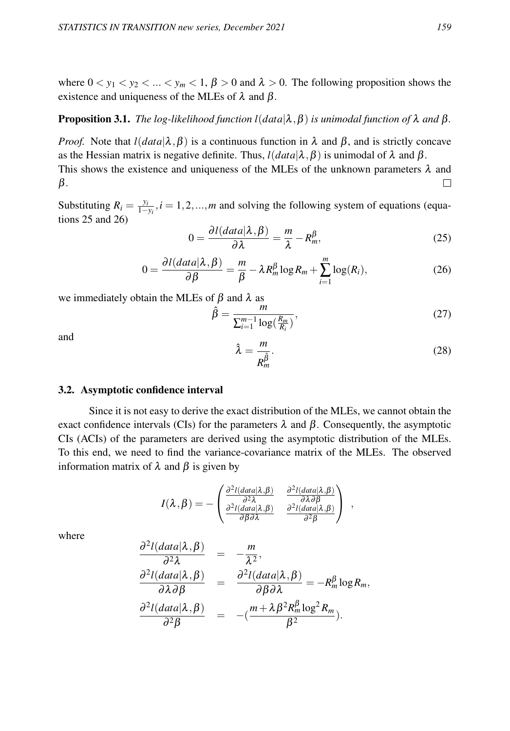where $0 < y_1 < y_2 < ... < y_m < 1$, $\beta > 0$ and $\lambda > 0$. The following proposition shows the existence and uniqueness of the MLEs of $\lambda$ and $\beta$.

**Proposition 3.1.** *The log-likelihood function $l(data|\lambda,\beta)$ is unimodal function of $\lambda$ and $\beta$.*

*Proof.* Note that $l(data|\lambda,\beta)$ is a continuous function in $\lambda$ and $\beta$, and is strictly concave as the Hessian matrix is negative definite. Thus, $l(data|\lambda,\beta)$ is unimodal of $\lambda$ and $\beta$.
This shows the existence and uniqueness of the MLEs of the unknown parameters $\lambda$ and $\beta$. □

Substituting $R_i = \frac{y_i}{1-y_i}, i = 1,2,...,m$ and solving the following system of equations (equations 25 and 26)

$$0 = \frac{\partial l(data|\lambda,\beta)}{\partial \lambda} = \frac{m}{\lambda} - R_m^{\beta}, \tag{25}$$

$$0 = \frac{\partial l(data|\lambda,\beta)}{\partial \beta} = \frac{m}{\beta} - \lambda R_m^{\beta} \log R_m + \sum_{i=1}^{m} \log(R_i), \tag{26}$$

we immediately obtain the MLEs of $\beta$ and $\lambda$ as

$$\hat{\beta} = \frac{m}{\sum_{i=1}^{m-1} \log(\frac{R_m}{R_i})}, \tag{27}$$

and

$$\hat{\lambda} = \frac{m}{R_m^{\hat{\beta}}}. \tag{28}$$

### 3.2. Asymptotic confidence interval

Since it is not easy to derive the exact distribution of the MLEs, we cannot obtain the exact confidence intervals (CIs) for the parameters $\lambda$ and $\beta$. Consequently, the asymptotic CIs (ACIs) of the parameters are derived using the asymptotic distribution of the MLEs. To this end, we need to find the variance-covariance matrix of the MLEs. The observed information matrix of $\lambda$ and $\beta$ is given by

$$I(\lambda,\beta) = -\begin{pmatrix} \frac{\partial^2 l(data|\lambda,\beta)}{\partial^2 \lambda} & \frac{\partial^2 l(data|\lambda,\beta)}{\partial \lambda \partial \beta} \\ \frac{\partial^2 l(data|\lambda,\beta)}{\partial \beta \partial \lambda} & \frac{\partial^2 l(data|\lambda,\beta)}{\partial^2 \beta} \end{pmatrix},$$

where

$$\begin{aligned} \frac{\partial^2 l(data|\lambda,\beta)}{\partial^2 \lambda} &= -\frac{m}{\lambda^2}, \\ \frac{\partial^2 l(data|\lambda,\beta)}{\partial \lambda \partial \beta} &= \frac{\partial^2 l(data|\lambda,\beta)}{\partial \beta \partial \lambda} = -R_m^{\beta} \log R_m, \\ \frac{\partial^2 l(data|\lambda,\beta)}{\partial^2 \beta} &= -(\frac{m + \lambda \beta^2 R_m^{\beta} \log^2 R_m}{\beta^2}). \end{aligned}$$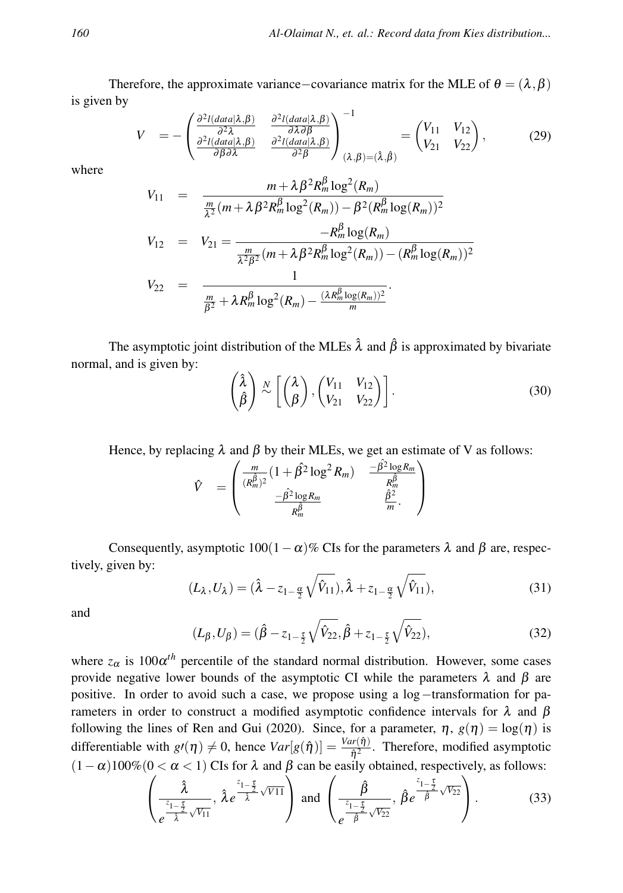Therefore, the approximate variance−covariance matrix for the MLE of $\theta = (\lambda, \beta)$ is given by

$$V = -\begin{pmatrix} \frac{\partial^2 l(data|\lambda,\beta)}{\partial^2 \lambda} & \frac{\partial^2 l(data|\lambda,\beta)}{\partial \lambda \partial \beta} \\ \frac{\partial^2 l(data|\lambda,\beta)}{\partial \beta \partial \lambda} & \frac{\partial^2 l(data|\lambda,\beta)}{\partial^2 \beta} \end{pmatrix}^{-1}_{(\lambda,\beta)=(\hat{\lambda},\hat{\beta})} = \begin{pmatrix} V_{11} & V_{12} \\ V_{21} & V_{22} \end{pmatrix}, \tag{29}$$

where

$$\begin{aligned} V_{11} &= \frac{m + \lambda \beta^2 R_m^\beta \log^2(R_m)}{\frac{m}{\lambda^2}(m + \lambda \beta^2 R_m^\beta \log^2(R_m)) - \beta^2 (R_m^\beta \log(R_m))^2} \\ V_{12} &= V_{21} = \frac{-R_m^\beta \log(R_m)}{\frac{m}{\lambda^2 \beta^2}(m + \lambda \beta^2 R_m^\beta \log^2(R_m)) - (R_m^\beta \log(R_m))^2} \\ V_{22} &= \frac{1}{\frac{m}{\beta^2} + \lambda R_m^\beta \log^2(R_m) - \frac{(\lambda R_m^\beta \log(R_m))^2}{m}}. \end{aligned}$$

The asymptotic joint distribution of the MLEs $\hat{\lambda}$ and $\hat{\beta}$ is approximated by bivariate normal, and is given by:

$$\begin{pmatrix} \hat{\lambda} \\ \hat{\beta} \end{pmatrix} \overset{N}{\sim} \left[ \begin{pmatrix} \lambda \\ \beta \end{pmatrix}, \begin{pmatrix} V_{11} & V_{12} \\ V_{21} & V_{22} \end{pmatrix} \right]. \tag{30}$$

Hence, by replacing $\lambda$ and $\beta$ by their MLEs, we get an estimate of V as follows:

$$\hat{V} = \begin{pmatrix} \frac{m}{(R_m^{\hat{\beta}})^2}(1 + \hat{\beta^2} \log^2 R_m) & \frac{-\hat{\beta^2} \log R_m}{R_m^{\hat{\beta}}} \\ \frac{-\hat{\beta}^2 \log R_m}{R_m^{\hat{\beta}}} & \frac{\hat{\beta}^2}{m}. \end{pmatrix}$$

Consequently, asymptotic $100(1-\alpha)\%$ CIs for the parameters $\lambda$ and $\beta$ are, respectively, given by:

$$(L_\lambda, U_\lambda) = (\hat{\lambda} - z_{1-\frac{\alpha}{2}} \sqrt{\hat{V}_{11}}), \hat{\lambda} + z_{1-\frac{\alpha}{2}} \sqrt{\hat{V}_{11}}), \tag{31}$$

and

$$(L_\beta, U_\beta) = (\hat{\beta} - z_{1-\frac{\tau}{2}} \sqrt{\hat{V}_{22}}, \hat{\beta} + z_{1-\frac{\tau}{2}} \sqrt{\hat{V}_{22}}), \tag{32}$$

where $z_\alpha$ is $100\alpha^{th}$ percentile of the standard normal distribution. However, some cases provide negative lower bounds of the asymptotic CI while the parameters $\lambda$ and $\beta$ are positive. In order to avoid such a case, we propose using a log−transformation for parameters in order to construct a modified asymptotic confidence intervals for $\lambda$ and $\beta$ following the lines of Ren and Gui (2020). Since, for a parameter, $\eta$, $g(\eta) = \log(\eta)$ is differentiable with $g\prime(\eta) \neq 0$, hence $Var[g(\hat{\eta})] = \frac{Var(\hat{\eta})}{\hat{\eta}^2}$. Therefore, modified asymptotic $(1-\alpha)100\%(0 < \alpha < 1)$ CIs for $\lambda$ and $\beta$ can be easily obtained, respectively, as follows:

$$\left( \frac{\hat{\lambda}}{e^{\frac{z_{1-\frac{\tau}{2}}}{\hat{\lambda}} \sqrt{V_{11}}}}, \, \hat{\lambda} e^{\frac{z_{1-\frac{\tau}{2}}}{\hat{\lambda}} \sqrt{V11}} \right) \text{ and } \left( \frac{\hat{\beta}}{e^{\frac{z_{1-\frac{\tau}{2}}}{\hat{\beta}} \sqrt{V_{22}}}}, \, \hat{\beta} e^{\frac{z_{1-\frac{\tau}{2}}}{\hat{\beta}} \sqrt{V_{22}}} \right). \tag{33}$$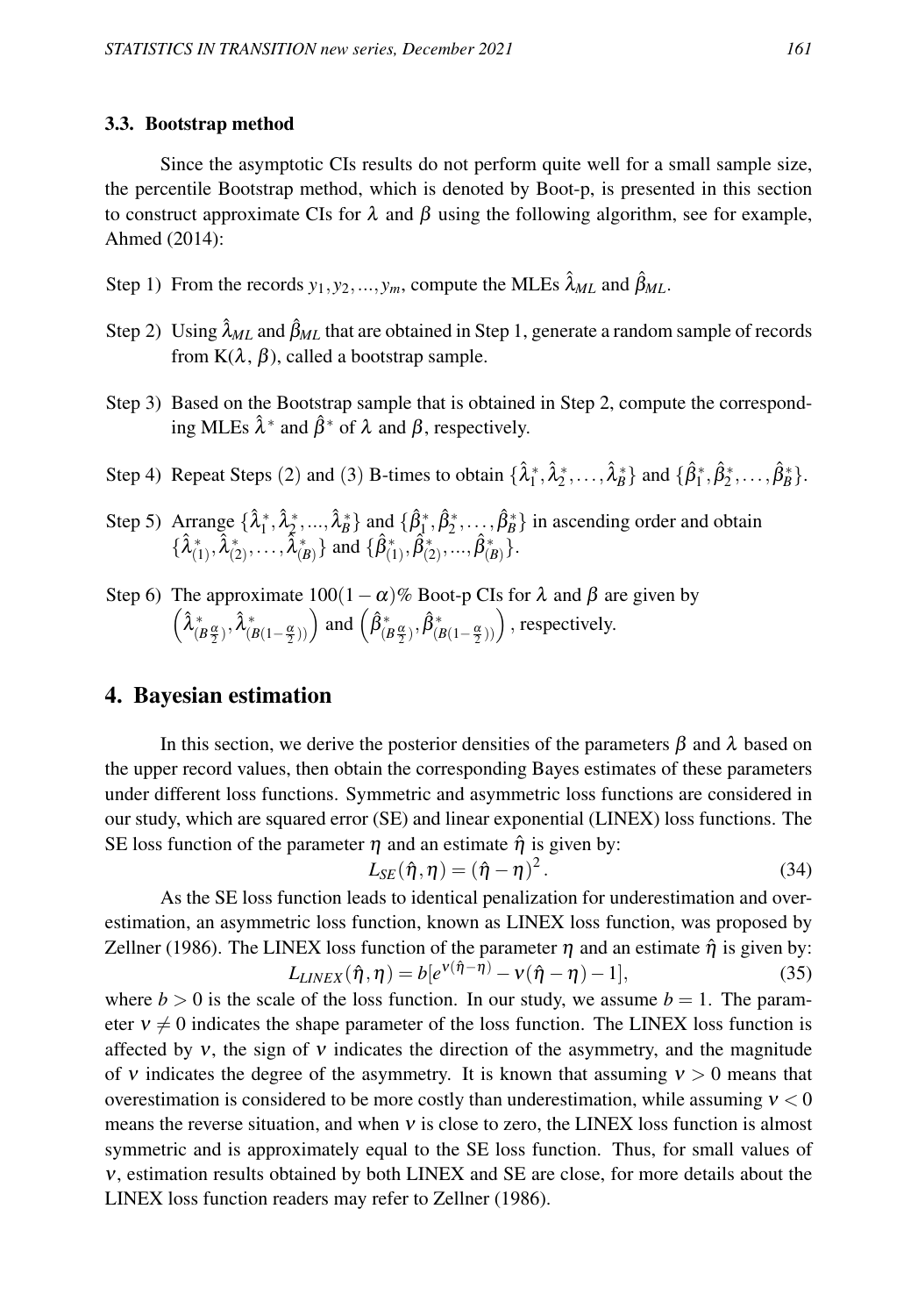### 3.3. Bootstrap method

Since the asymptotic CIs results do not perform quite well for a small sample size, the percentile Bootstrap method, which is denoted by Boot-p, is presented in this section to construct approximate CIs for $\lambda$ and $\beta$ using the following algorithm, see for example, Ahmed (2014):

Step 1) From the records $y_1, y_2, ..., y_m$, compute the MLEs $\hat{\lambda}_{ML}$ and $\hat{\beta}_{ML}$.

Step 2) Using $\hat{\lambda}_{ML}$ and $\hat{\beta}_{ML}$ that are obtained in Step 1, generate a random sample of records from K($\lambda$, $\beta$), called a bootstrap sample.

Step 3) Based on the Bootstrap sample that is obtained in Step 2, compute the corresponding MLEs $\hat{\lambda}^*$ and $\hat{\beta}^*$ of $\lambda$ and $\beta$, respectively.

Step 4) Repeat Steps (2) and (3) B-times to obtain $\{\hat{\lambda}_1^*, \hat{\lambda}_2^*, \ldots, \hat{\lambda}_B^*\}$ and $\{\hat{\beta}_1^*, \hat{\beta}_2^*, \ldots, \hat{\beta}_B^*\}$.

Step 5) Arrange $\{\hat{\lambda}_1^*, \hat{\lambda}_2^*, ..., \hat{\lambda}_B^*\}$ and $\{\hat{\beta}_1^*, \hat{\beta}_2^*, \ldots, \hat{\beta}_B^*\}$ in ascending order and obtain $\{\hat{\lambda}_{(1)}^*, \hat{\lambda}_{(2)}^*, \ldots, \hat{\lambda}_{(B)}^*\}$ and $\{\hat{\beta}_{(1)}^*, \hat{\beta}_{(2)}^*, ..., \hat{\beta}_{(B)}^*\}$.

Step 6) The approximate $100(1-\alpha)\%$ Boot-p CIs for $\lambda$ and $\beta$ are given by $\left(\hat{\lambda}^*_{(B\frac{\alpha}{2})}, \hat{\lambda}^*_{(B(1-\frac{\alpha}{2}))}\right)$ and $\left(\hat{\beta}^*_{(B\frac{\alpha}{2})}, \hat{\beta}^*_{(B(1-\frac{\alpha}{2}))}\right)$, respectively.

## 4. Bayesian estimation

In this section, we derive the posterior densities of the parameters $\beta$ and $\lambda$ based on the upper record values, then obtain the corresponding Bayes estimates of these parameters under different loss functions. Symmetric and asymmetric loss functions are considered in our study, which are squared error (SE) and linear exponential (LINEX) loss functions. The SE loss function of the parameter $\eta$ and an estimate $\hat{\eta}$ is given by:

$$L_{SE}(\hat{\eta}, \eta) = (\hat{\eta} - \eta)^2. \tag{34}$$

As the SE loss function leads to identical penalization for underestimation and overestimation, an asymmetric loss function, known as LINEX loss function, was proposed by Zellner (1986). The LINEX loss function of the parameter $\eta$ and an estimate $\hat{\eta}$ is given by:

$$L_{LINEX}(\hat{\eta}, \eta) = b[e^{\nu(\hat{\eta}-\eta)} - \nu(\hat{\eta} - \eta) - 1], \tag{35}$$

where $b > 0$ is the scale of the loss function. In our study, we assume $b = 1$. The parameter $\nu \neq 0$ indicates the shape parameter of the loss function. The LINEX loss function is affected by $\nu$, the sign of $\nu$ indicates the direction of the asymmetry, and the magnitude of $\nu$ indicates the degree of the asymmetry. It is known that assuming $\nu > 0$ means that overestimation is considered to be more costly than underestimation, while assuming $\nu < 0$ means the reverse situation, and when $\nu$ is close to zero, the LINEX loss function is almost symmetric and is approximately equal to the SE loss function. Thus, for small values of $\nu$, estimation results obtained by both LINEX and SE are close, for more details about the LINEX loss function readers may refer to Zellner (1986).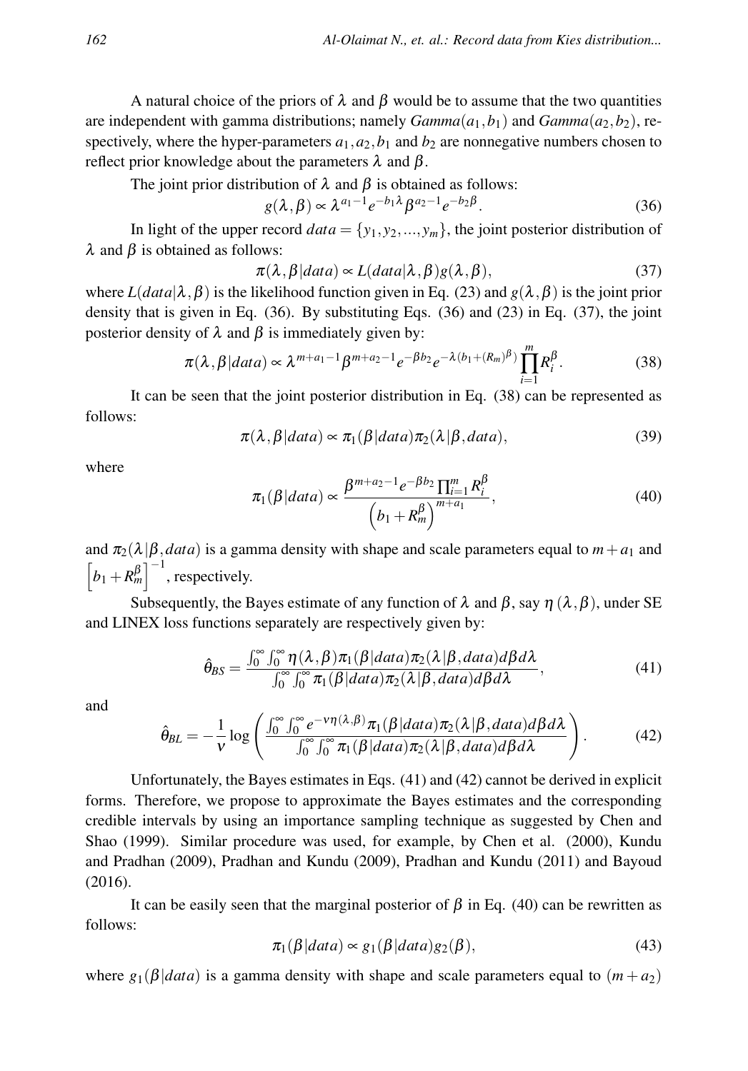A natural choice of the priors of $\lambda$ and $\beta$ would be to assume that the two quantities are independent with gamma distributions; namely $Gamma(a_1, b_1)$ and $Gamma(a_2, b_2)$, respectively, where the hyper-parameters $a_1, a_2, b_1$ and $b_2$ are nonnegative numbers chosen to reflect prior knowledge about the parameters $\lambda$ and $\beta$.

The joint prior distribution of $\lambda$ and $\beta$ is obtained as follows:

$$g(\lambda, \beta) \propto \lambda^{a_1-1} e^{-b_1\lambda} \beta^{a_2-1} e^{-b_2\beta}. \tag{36}$$

In light of the upper record $data = \{y_1, y_2, ..., y_m\}$, the joint posterior distribution of $\lambda$ and $\beta$ is obtained as follows:

$$\pi(\lambda, \beta|data) \propto L(data|\lambda, \beta) g(\lambda, \beta), \tag{37}$$

where $L(data|\lambda, \beta)$ is the likelihood function given in Eq. (23) and $g(\lambda, \beta)$ is the joint prior density that is given in Eq. (36). By substituting Eqs. (36) and (23) in Eq. (37), the joint posterior density of $\lambda$ and $\beta$ is immediately given by:

$$\pi(\lambda, \beta|data) \propto \lambda^{m+a_1-1} \beta^{m+a_2-1} e^{-\beta b_2} e^{-\lambda(b_1+(R_m)^\beta)} \prod_{i=1}^{m} R_i^\beta. \tag{38}$$

It can be seen that the joint posterior distribution in Eq. (38) can be represented as follows:

$$\pi(\lambda, \beta|data) \propto \pi_1(\beta|data) \pi_2(\lambda|\beta, data), \tag{39}$$

where

$$\pi_1(\beta|data) \propto \frac{\beta^{m+a_2-1} e^{-\beta b_2} \prod_{i=1}^{m} R_i^\beta}{\left(b_1 + R_m^\beta\right)^{m+a_1}}, \tag{40}$$

and $\pi_2(\lambda|\beta, data)$ is a gamma density with shape and scale parameters equal to $m + a_1$ and $\left[b_1 + R_m^\beta\right]^{-1}$, respectively.

Subsequently, the Bayes estimate of any function of $\lambda$ and $\beta$, say $\eta(\lambda, \beta)$, under SE and LINEX loss functions separately are respectively given by:

$$\hat{\theta}_{BS} = \frac{\int_0^\infty \int_0^\infty \eta(\lambda, \beta) \pi_1(\beta|data) \pi_2(\lambda|\beta, data) d\beta d\lambda}{\int_0^\infty \int_0^\infty \pi_1(\beta|data) \pi_2(\lambda|\beta, data) d\beta d\lambda}, \tag{41}$$

and

$$\hat{\theta}_{BL} = -\frac{1}{\nu} \log \left( \frac{\int_0^\infty \int_0^\infty e^{-\nu\eta(\lambda,\beta)} \pi_1(\beta|data) \pi_2(\lambda|\beta, data) d\beta d\lambda}{\int_0^\infty \int_0^\infty \pi_1(\beta|data) \pi_2(\lambda|\beta, data) d\beta d\lambda} \right). \tag{42}$$

Unfortunately, the Bayes estimates in Eqs. (41) and (42) cannot be derived in explicit forms. Therefore, we propose to approximate the Bayes estimates and the corresponding credible intervals by using an importance sampling technique as suggested by Chen and Shao (1999). Similar procedure was used, for example, by Chen et al. (2000), Kundu and Pradhan (2009), Pradhan and Kundu (2009), Pradhan and Kundu (2011) and Bayoud (2016).

It can be easily seen that the marginal posterior of $\beta$ in Eq. (40) can be rewritten as follows:

$$\pi_1(\beta|data) \propto g_1(\beta|data) g_2(\beta), \tag{43}$$

where $g_1(\beta|data)$ is a gamma density with shape and scale parameters equal to $(m + a_2)$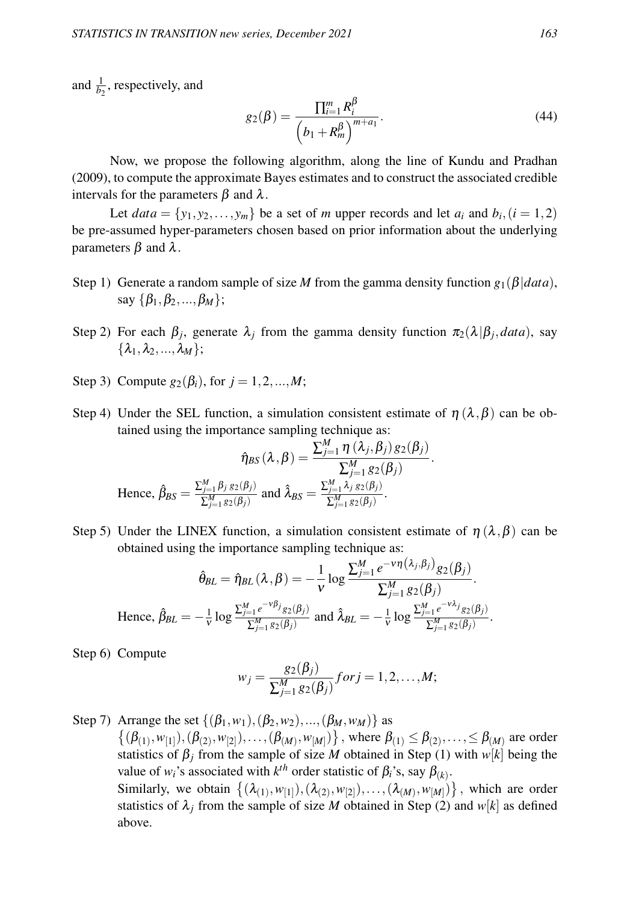and $\frac{1}{b_2}$, respectively, and

$$g_2(\beta) = \frac{\prod_{i=1}^{m} R_i^{\beta}}{\left(b_1 + R_m^{\beta}\right)^{m+a_1}}. \tag{44}$$

Now, we propose the following algorithm, along the line of Kundu and Pradhan (2009), to compute the approximate Bayes estimates and to construct the associated credible intervals for the parameters $\beta$ and $\lambda$.

Let $data = \{y_1, y_2, \ldots, y_m\}$ be a set of $m$ upper records and let $a_i$ and $b_i, (i = 1, 2)$ be pre-assumed hyper-parameters chosen based on prior information about the underlying parameters $\beta$ and $\lambda$.

Step 1) Generate a random sample of size $M$ from the gamma density function $g_1(\beta|data)$, say $\{\beta_1, \beta_2, ..., \beta_M\}$;

Step 2) For each $\beta_j$, generate $\lambda_j$ from the gamma density function $\pi_2(\lambda|\beta_j, data)$, say $\{\lambda_1, \lambda_2, ..., \lambda_M\}$;

Step 3) Compute $g_2(\beta_i)$, for $j = 1, 2, ..., M$;

Step 4) Under the SEL function, a simulation consistent estimate of $\eta(\lambda, \beta)$ can be obtained using the importance sampling technique as:

$$\hat{\eta}_{BS}(\lambda, \beta) = \frac{\sum_{j=1}^{M} \eta(\lambda_j, \beta_j)\, g_2(\beta_j)}{\sum_{j=1}^{M} g_2(\beta_j)}.$$

Hence, $\hat{\beta}_{BS} = \frac{\sum_{j=1}^{M} \beta_j\, g_2(\beta_j)}{\sum_{j=1}^{M} g_2(\beta_j)}$ and $\hat{\lambda}_{BS} = \frac{\sum_{j=1}^{M} \lambda_j\, g_2(\beta_j)}{\sum_{j=1}^{M} g_2(\beta_j)}$.

Step 5) Under the LINEX function, a simulation consistent estimate of $\eta(\lambda, \beta)$ can be obtained using the importance sampling technique as:

$$\hat{\theta}_{BL} = \hat{\eta}_{BL}(\lambda, \beta) = -\frac{1}{\nu} \log \frac{\sum_{j=1}^{M} e^{-\nu \eta(\lambda_j, \beta_j)} g_2(\beta_j)}{\sum_{j=1}^{M} g_2(\beta_j)}.$$

Hence, $\hat{\beta}_{BL} = -\frac{1}{\nu} \log \frac{\sum_{j=1}^{M} e^{-\nu \beta_j} g_2(\beta_j)}{\sum_{j=1}^{M} g_2(\beta_j)}$ and $\hat{\lambda}_{BL} = -\frac{1}{\nu} \log \frac{\sum_{j=1}^{M} e^{-\nu \lambda_j} g_2(\beta_j)}{\sum_{j=1}^{M} g_2(\beta_j)}$.

Step 6) Compute

$$w_j = \frac{g_2(\beta_j)}{\sum_{j=1}^{M} g_2(\beta_j)} for j = 1, 2, \ldots, M;$$

Step 7) Arrange the set $\{(\beta_1, w_1), (\beta_2, w_2), ..., (\beta_M, w_M)\}$ as $\left\{(\beta_{(1)}, w_{[1]}), (\beta_{(2)}, w_{[2]}), \ldots, (\beta_{(M)}, w_{[M]})\right\}$, where $\beta_{(1)} \leq \beta_{(2)}, \ldots, \leq \beta_{(M)}$ are order statistics of $\beta_j$ from the sample of size $M$ obtained in Step (1) with $w[k]$ being the value of $w_i$'s associated with $k^{th}$ order statistic of $\beta_i$'s, say $\beta_{(k)}$.
Similarly, we obtain $\left\{(\lambda_{(1)}, w_{[1]}), (\lambda_{(2)}, w_{[2]}), \ldots, (\lambda_{(M)}, w_{[M]})\right\}$, which are order statistics of $\lambda_j$ from the sample of size $M$ obtained in Step (2) and $w[k]$ as defined above.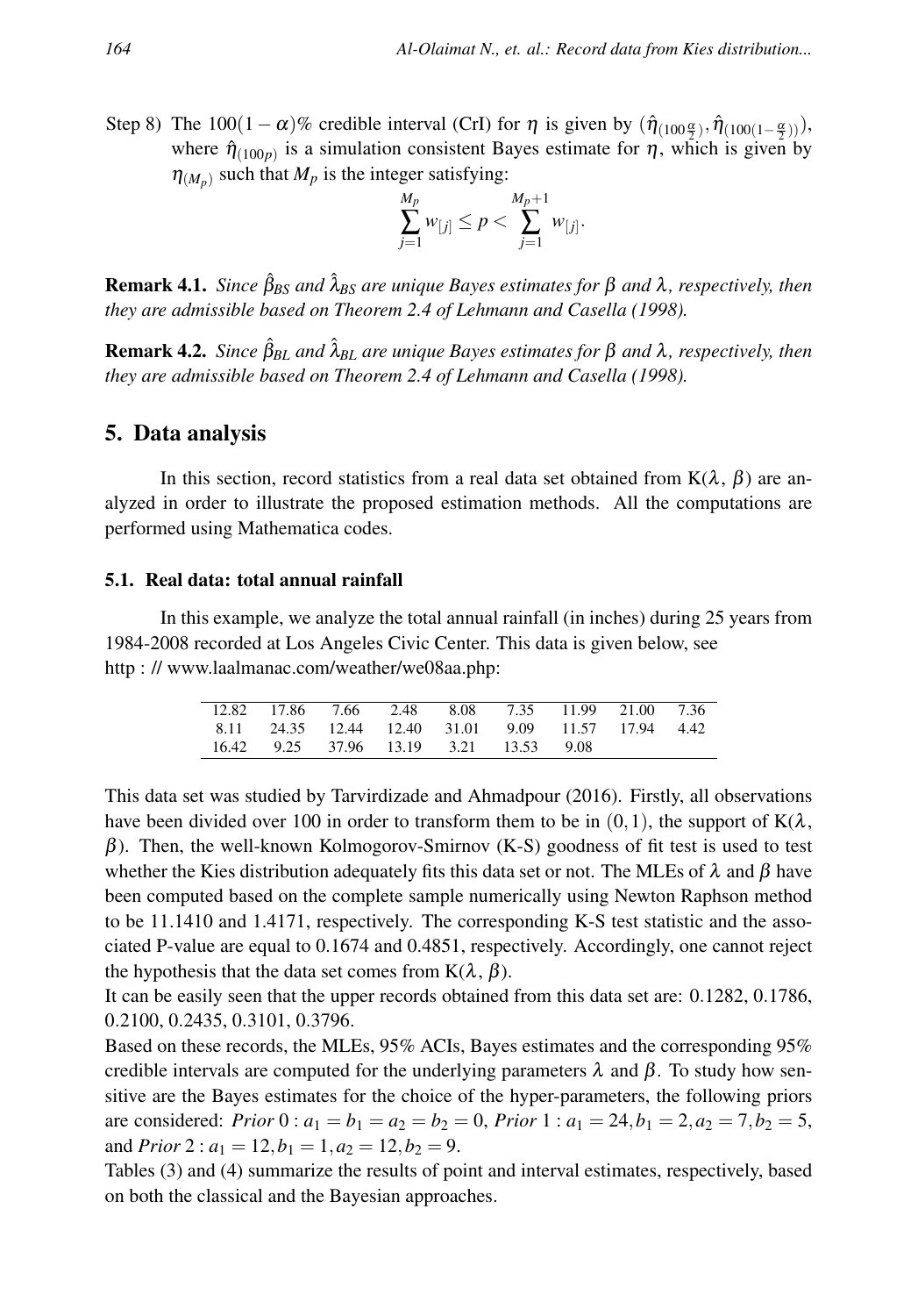Step 8) The $100(1-\alpha)\%$ credible interval (CrI) for $\eta$ is given by $(\hat{\eta}_{(100\frac{\alpha}{2})}, \hat{\eta}_{(100(1-\frac{\alpha}{2}))})$, where $\hat{\eta}_{(100p)}$ is a simulation consistent Bayes estimate for $\eta$, which is given by $\eta_{(M_p)}$ such that $M_p$ is the integer satisfying:

$$\sum_{j=1}^{M_p} w_{[j]} \leq p < \sum_{j=1}^{M_p+1} w_{[j]}.$$

**Remark 4.1.** *Since $\hat{\beta}_{BS}$ and $\hat{\lambda}_{BS}$ are unique Bayes estimates for $\beta$ and $\lambda$, respectively, then they are admissible based on Theorem 2.4 of Lehmann and Casella (1998).*

**Remark 4.2.** *Since $\hat{\beta}_{BL}$ and $\hat{\lambda}_{BL}$ are unique Bayes estimates for $\beta$ and $\lambda$, respectively, then they are admissible based on Theorem 2.4 of Lehmann and Casella (1998).*

## 5. Data analysis

In this section, record statistics from a real data set obtained from K($\lambda$, $\beta$) are analyzed in order to illustrate the proposed estimation methods. All the computations are performed using Mathematica codes.

### 5.1. Real data: total annual rainfall

In this example, we analyze the total annual rainfall (in inches) during 25 years from 1984-2008 recorded at Los Angeles Civic Center. This data is given below, see http : // www.laalmanac.com/weather/we08aa.php:

| | | | | | | | | |
|---|---|---|---|---|---|---|---|---|
| 12.82 | 17.86 | 7.66 | 2.48 | 8.08 | 7.35 | 11.99 | 21.00 | 7.36 |
| 8.11 | 24.35 | 12.44 | 12.40 | 31.01 | 9.09 | 11.57 | 17.94 | 4.42 |
| 16.42 | 9.25 | 37.96 | 13.19 | 3.21 | 13.53 | 9.08 | | |

This data set was studied by Tarvirdizade and Ahmadpour (2016). Firstly, all observations have been divided over 100 in order to transform them to be in $(0,1)$, the support of K($\lambda$, $\beta$). Then, the well-known Kolmogorov-Smirnov (K-S) goodness of fit test is used to test whether the Kies distribution adequately fits this data set or not. The MLEs of $\lambda$ and $\beta$ have been computed based on the complete sample numerically using Newton Raphson method to be 11.1410 and 1.4171, respectively. The corresponding K-S test statistic and the associated P-value are equal to 0.1674 and 0.4851, respectively. Accordingly, one cannot reject the hypothesis that the data set comes from K($\lambda$, $\beta$).

It can be easily seen that the upper records obtained from this data set are: 0.1282, 0.1786, 0.2100, 0.2435, 0.3101, 0.3796.

Based on these records, the MLEs, 95% ACIs, Bayes estimates and the corresponding 95% credible intervals are computed for the underlying parameters $\lambda$ and $\beta$. To study how sensitive are the Bayes estimates for the choice of the hyper-parameters, the following priors are considered: *Prior* $0: a_1 = b_1 = a_2 = b_2 = 0$, *Prior* $1: a_1 = 24, b_1 = 2, a_2 = 7, b_2 = 5$, and *Prior* $2: a_1 = 12, b_1 = 1, a_2 = 12, b_2 = 9$.

Tables (3) and (4) summarize the results of point and interval estimates, respectively, based on both the classical and the Bayesian approaches.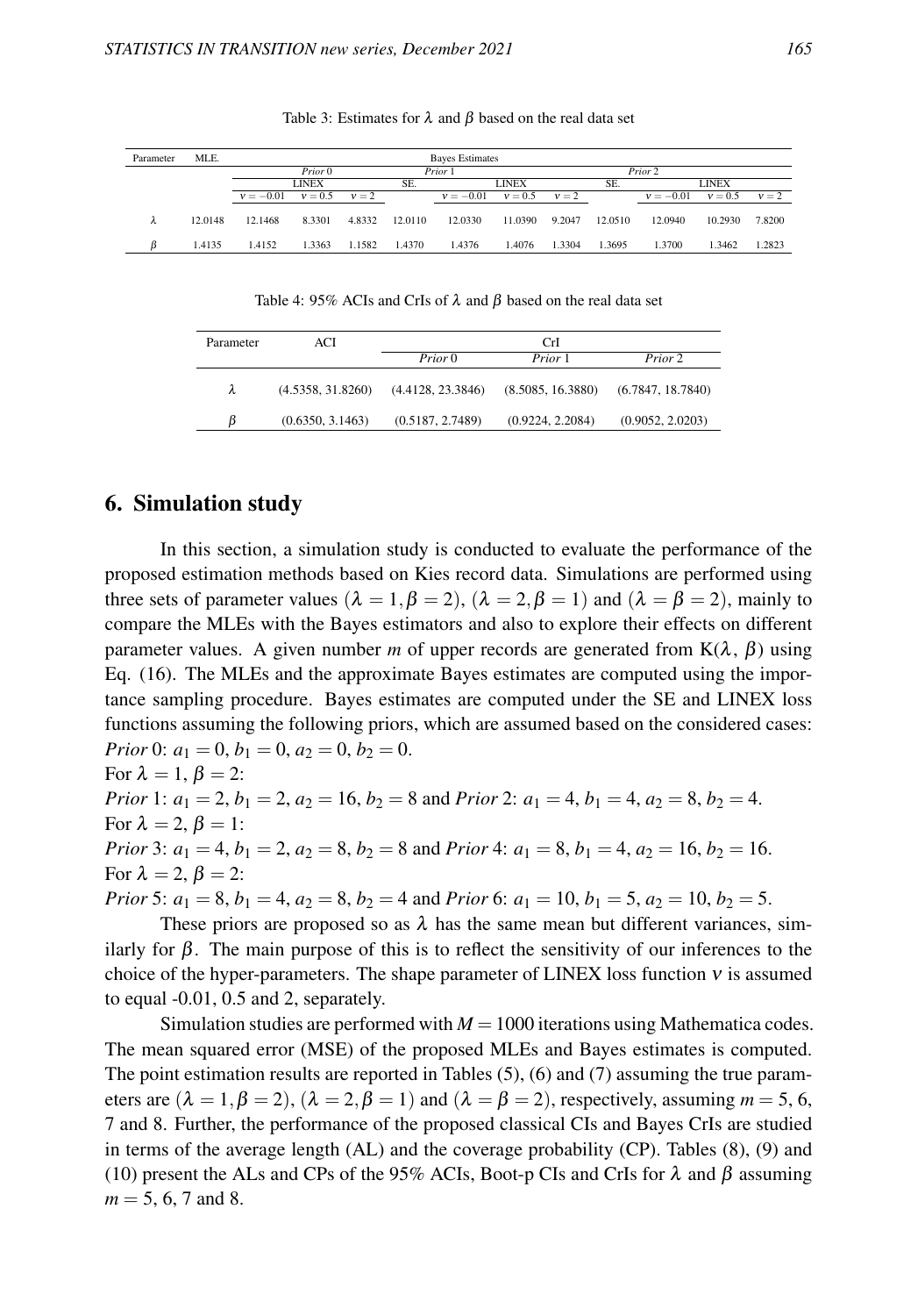Table 3: Estimates for $\lambda$ and $\beta$ based on the real data set

| Parameter | MLE. | Bayes Estimates | | | | | | | | | | |
|---|---|---|---|---|---|---|---|---|---|---|---|---|
| | | *Prior* 0 | | | *Prior* 1 | | | | *Prior* 2 | | | |
| | | LINEX | | | SE. | LINEX | | | SE. | LINEX | | |
| | | $\nu=-0.01$ | $\nu=0.5$ | $\nu=2$ | | $\nu=-0.01$ | $\nu=0.5$ | $\nu=2$ | | $\nu=-0.01$ | $\nu=0.5$ | $\nu=2$ |
| $\lambda$ | 12.0148 | 12.1468 | 8.3301 | 4.8332 | 12.0110 | 12.0330 | 11.0390 | 9.2047 | 12.0510 | 12.0940 | 10.2930 | 7.8200 |
| $\beta$ | 1.4135 | 1.4152 | 1.3363 | 1.1582 | 1.4370 | 1.4376 | 1.4076 | 1.3304 | 1.3695 | 1.3700 | 1.3462 | 1.2823 |

Table 4: 95% ACIs and CrIs of $\lambda$ and $\beta$ based on the real data set

| Parameter | ACI | CrI | | |
|---|---|---|---|---|
| | | *Prior* 0 | *Prior* 1 | *Prior* 2 |
| $\lambda$ | (4.5358, 31.8260) | (4.4128, 23.3846) | (8.5085, 16.3880) | (6.7847, 18.7840) |
| $\beta$ | (0.6350, 3.1463) | (0.5187, 2.7489) | (0.9224, 2.2084) | (0.9052, 2.0203) |

## 6. Simulation study

In this section, a simulation study is conducted to evaluate the performance of the proposed estimation methods based on Kies record data. Simulations are performed using three sets of parameter values $(\lambda=1,\beta=2)$, $(\lambda=2,\beta=1)$ and $(\lambda=\beta=2)$, mainly to compare the MLEs with the Bayes estimators and also to explore their effects on different parameter values. A given number $m$ of upper records are generated from $K(\lambda,\beta)$ using Eq. (16). The MLEs and the approximate Bayes estimates are computed using the importance sampling procedure. Bayes estimates are computed under the SE and LINEX loss functions assuming the following priors, which are assumed based on the considered cases:

*Prior* 0: $a_1=0$, $b_1=0$, $a_2=0$, $b_2=0$.

For $\lambda=1$, $\beta=2$:

*Prior* 1: $a_1=2$, $b_1=2$, $a_2=16$, $b_2=8$ and *Prior* 2: $a_1=4$, $b_1=4$, $a_2=8$, $b_2=4$.

For $\lambda=2$, $\beta=1$:

*Prior* 3: $a_1=4$, $b_1=2$, $a_2=8$, $b_2=8$ and *Prior* 4: $a_1=8$, $b_1=4$, $a_2=16$, $b_2=16$.

For $\lambda=2$, $\beta=2$:

*Prior* 5: $a_1=8$, $b_1=4$, $a_2=8$, $b_2=4$ and *Prior* 6: $a_1=10$, $b_1=5$, $a_2=10$, $b_2=5$.

These priors are proposed so as $\lambda$ has the same mean but different variances, similarly for $\beta$. The main purpose of this is to reflect the sensitivity of our inferences to the choice of the hyper-parameters. The shape parameter of LINEX loss function $\nu$ is assumed to equal -0.01, 0.5 and 2, separately.

Simulation studies are performed with $M=1000$ iterations using Mathematica codes. The mean squared error (MSE) of the proposed MLEs and Bayes estimates is computed. The point estimation results are reported in Tables (5), (6) and (7) assuming the true parameters are $(\lambda=1,\beta=2)$, $(\lambda=2,\beta=1)$ and $(\lambda=\beta=2)$, respectively, assuming $m=5$, 6, 7 and 8. Further, the performance of the proposed classical CIs and Bayes CrIs are studied in terms of the average length (AL) and the coverage probability (CP). Tables (8), (9) and (10) present the ALs and CPs of the 95% ACIs, Boot-p CIs and CrIs for $\lambda$ and $\beta$ assuming $m=5$, 6, 7 and 8.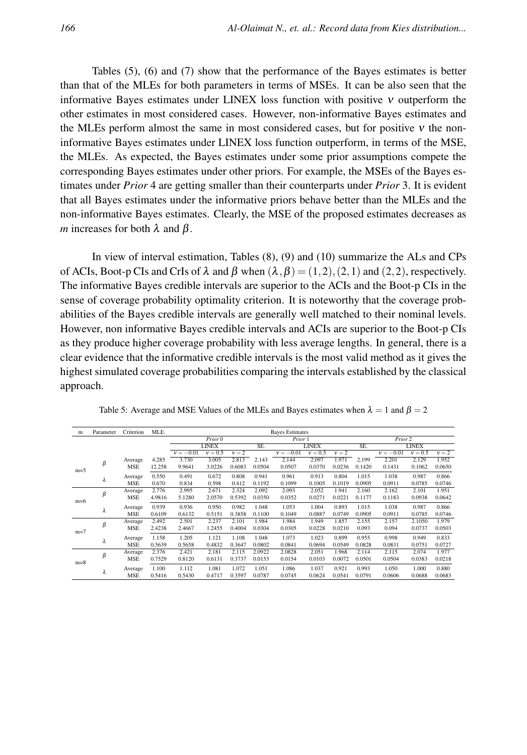Tables (5), (6) and (7) show that the performance of the Bayes estimates is better than that of the MLEs for both parameters in terms of MSEs. It can be also seen that the informative Bayes estimates under LINEX loss function with positive $\nu$ outperform the other estimates in most considered cases. However, non-informative Bayes estimates and the MLEs perform almost the same in most considered cases, but for positive $\nu$ the non-informative Bayes estimates under LINEX loss function outperform, in terms of the MSE, the MLEs. As expected, the Bayes estimates under some prior assumptions compete the corresponding Bayes estimates under other priors. For example, the MSEs of the Bayes estimates under *Prior* 4 are getting smaller than their counterparts under *Prior* 3. It is evident that all Bayes estimates under the informative priors behave better than the MLEs and the non-informative Bayes estimates. Clearly, the MSE of the proposed estimates decreases as $m$ increases for both $\lambda$ and $\beta$.

In view of interval estimation, Tables (8), (9) and (10) summarize the ALs and CPs of ACIs, Boot-p CIs and CrIs of $\lambda$ and $\beta$ when $(\lambda, \beta) = (1,2), (2,1)$ and $(2,2)$, respectively. The informative Bayes credible intervals are superior to the ACIs and the Boot-p CIs in the sense of coverage probability optimality criterion. It is noteworthy that the coverage probabilities of the Bayes credible intervals are generally well matched to their nominal levels. However, non informative Bayes credible intervals and ACIs are superior to the Boot-p CIs as they produce higher coverage probability with less average lengths. In general, there is a clear evidence that the informative credible intervals is the most valid method as it gives the highest simulated coverage probabilities comparing the intervals established by the classical approach.

Table 5: Average and MSE Values of the MLEs and Bayes estimates when $\lambda = 1$ and $\beta = 2$

| m | Parameter | Criterion | MLE. | Bayes Estimates | | | | | | | | | | | |
|---|---|---|---|---|---|---|---|---|---|---|---|---|---|---|---|
| | | | | *Prior* 0 | | | *Prior* 1 | | | | *Prior* 2 | | | | |
| | | | | LINEX | | | SE. | LINEX | | | SE. | LINEX | | | |
| | | | | $\nu = -0.01$ | $\nu = 0.5$ | $\nu = 2$ | | $\nu = -0.01$ | $\nu = 0.5$ | $\nu = 2$ | | $\nu = -0.01$ | $\nu = 0.5$ | $\nu = 2$ | |
| m=5 | $\beta$ | Average | 4.285 | 3.730 | 3.005 | 2.813 | 2.143 | 2.144 | 2.097 | 1.971 | 2.199 | 2.201 | 2.129 | 1.952 | |
| | | MSE | 12.258 | 9.9641 | 3.0226 | 0.6083 | 0.0504 | 0.0507 | 0.0370 | 0.0236 | 0.1420 | 0.1431 | 0.1062 | 0.0650 | |
| | $\lambda$ | Average | 0.550 | 0.834 | 0.672 | 0.808 | 0.941 | 0.961 | 0.913 | 0.804 | 1.015 | 1.038 | 0.987 | 0.866 | |
| | | MSE | 0.670 | 0.834 | 0.598 | 0.412 | 0.1192 | 0.1099 | 0.1005 | 0.1019 | 0.0905 | 0.0911 | 0.0785 | 0.0746 | |
| m=6 | $\beta$ | Average | 2.776 | 2.995 | 2.671 | 2.324 | 2.092 | 2.093 | 2.052 | 1.941 | 2.160 | 2.162 | 2.101 | 1.951 | |
| | | MSE | 4.9816 | 5.1280 | 2.0570 | 0.5392 | 0.0350 | 0.0352 | 0.0271 | 0.0221 | 0.1177 | 0.1183 | 0.0938 | 0.0642 | |
| | $\lambda$ | Average | 0.939 | 0.936 | 0.950 | 0.982 | 1.048 | 1.053 | 1.004 | 0.893 | 1.015 | 1.038 | 0.987 | 0.866 | |
| | | MSE | 0.6109 | 0.6132 | 0.5151 | 0.3858 | 0.1100 | 0.1049 | 0.0887 | 0.0749 | 0.0905 | 0.0911 | 0.0785 | 0.0746 | |
| m=7 | $\beta$ | Average | 2.492 | 2.501 | 2.237 | 2.101 | 1.984 | 1.984 | 1.949 | 1.857 | 2.155 | 2.157 | 2.1050 | 1.979 | |
| | | MSE | 2.4238 | 2.4667 | 1.2455 | 0.4004 | 0.0304 | 0.0305 | 0.0228 | 0.0210 | 0.093 | 0.094 | 0.0737 | 0.0503 | |
| | $\lambda$ | Average | 1.158 | 1.205 | 1.121 | 1.108 | 1.048 | 1.073 | 1.023 | 0.899 | 0.955 | 0.998 | 0.949 | 0.833 | |
| | | MSE | 0.5639 | 0.5658 | 0.4832 | 0.3647 | 0.0802 | 0.0841 | 0.0694 | 0.0549 | 0.0828 | 0.0831 | 0.0751 | 0.0727 | |
| m=8 | $\beta$ | Average | 2.376 | 2.421 | 2.181 | 2.115 | 2.0922 | 2.0828 | 2.051 | 1.968 | 2.114 | 2.115 | 2.074 | 1.977 | |
| | | MSE | 0.7529 | 0.8120 | 0.6131 | 0.3737 | 0.0153 | 0.0154 | 0.0103 | 0.0072 | 0.0501 | 0.0504 | 0.0383 | 0.0218 | |
| | $\lambda$ | Average | 1.100 | 1.112 | 1.081 | 1.072 | 1.051 | 1.086 | 1.037 | 0.921 | 0.993 | 1.050 | 1.000 | 0.880 | |
| | | MSE | 0.5416 | 0.5430 | 0.4717 | 0.3597 | 0.0787 | 0.0745 | 0.0624 | 0.0541 | 0.0791 | 0.0606 | 0.0688 | 0.0683 | |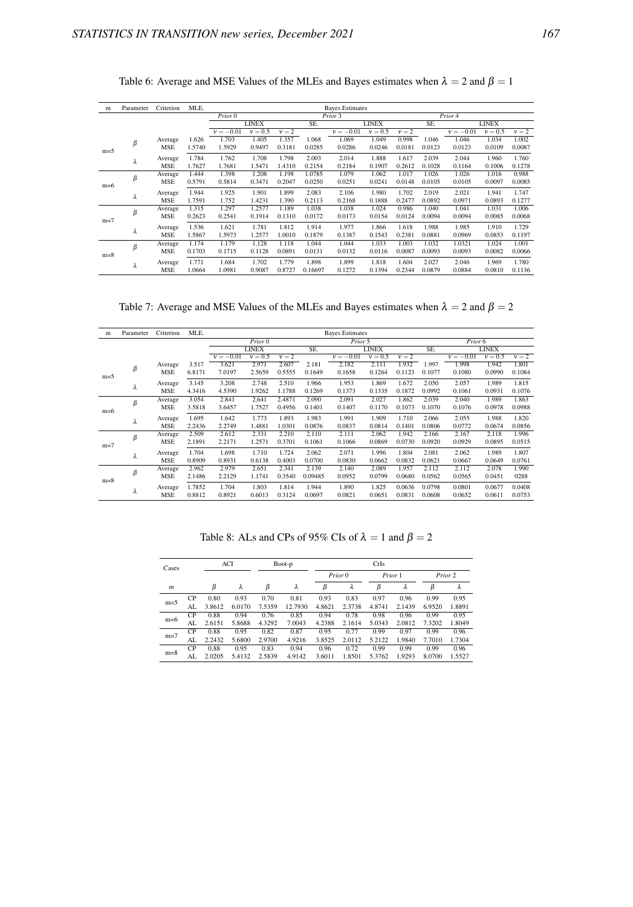Table 6: Average and MSE Values of the MLEs and Bayes estimates when $\lambda = 2$ and $\beta = 1$

| m | Parameter | Criterion | MLE. | Bayes Estimates | | | | | | | | | | | |
|---|---|---|---|---|---|---|---|---|---|---|---|---|---|---|---|
| | | | | *Prior* 0 | | | *Prior* 3 | | | | *Prior* 4 | | | | |
| | | | | LINEX | | | SE. | LINEX | | | SE. | LINEX | | | |
| | | | | $v=-0.01$ | $v=0.5$ | $v=2$ | | $v=-0.01$ | $v=0.5$ | $v=2$ | | $v=-0.01$ | $v=0.5$ | $v=2$ | |
| m=5 | $\beta$ | Average | 1.626 | 1.703 | 1.405 | 1.357 | 1.068 | 1.069 | 1.049 | 0.998 | 1.046 | 1.046 | 1.034 | 1.002 | |
| | | MSE | 1.5740 | 1.5929 | 0.9497 | 0.3181 | 0.0285 | 0.0286 | 0.0246 | 0.0181 | 0.0123 | 0.0123 | 0.0109 | 0.0087 | |
| | $\lambda$ | Average | 1.784 | 1.762 | 1.708 | 1.798 | 2.003 | 2.014 | 1.888 | 1.617 | 2.039 | 2.044 | 1.960 | 1.760 | |
| | | MSE | 1.7627 | 1.7681 | 1.5471 | 1.4310 | 0.2154 | 0.2184 | 0.1907 | 0.2612 | 0.1028 | 0.1164 | 0.1006 | 0.1278 | |
| m=6 | $\beta$ | Average | 1.444 | 1.398 | 1.208 | 1.198 | 1.0785 | 1.079 | 1.062 | 1.017 | 1.026 | 1.026 | 1.016 | 0.988 | |
| | | MSE | 0.5791 | 0.5814 | 0.3471 | 0.2047 | 0.0250 | 0.0251 | 0.0241 | 0.0148 | 0.0105 | 0.0105 | 0.0097 | 0.0085 | |
| | $\lambda$ | Average | 1.944 | 1.925 | 1.901 | 1.899 | 2.083 | 2.106 | 1.980 | 1.702 | 2.019 | 2.021 | 1.941 | 1.747 | |
| | | MSE | 1.7591 | 1.752 | 1.4231 | 1.390 | 0.2113 | 0.2168 | 0.1888 | 0.2477 | 0.0892 | 0.0971 | 0.0893 | 0.1277 | |
| m=7 | $\beta$ | Average | 1.315 | 1.297 | 1.2577 | 1.189 | 1.038 | 1.038 | 1.024 | 0.986 | 1.040 | 1.041 | 1.031 | 1.006 | |
| | | MSE | 0.2623 | 0.2541 | 0.1914 | 0.1310 | 0.0172 | 0.0173 | 0.0154 | 0.0124 | 0.0094 | 0.0094 | 0.0085 | 0.0068 | |
| | $\lambda$ | Average | 1.536 | 1.621 | 1.781 | 1.812 | 1.914 | 1.977 | 1.866 | 1.618 | 1.988 | 1.985 | 1.910 | 1.729 | |
| | | MSE | 1.5867 | 1.5973 | 1.2577 | 1.0010 | 0.1879 | 0.1387 | 0.1543 | 0.2381 | 0.0881 | 0.0969 | 0.0853 | 0.1197 | |
| m=8 | $\beta$ | Average | 1.174 | 1.179 | 1.128 | 1.118 | 1.044 | 1.044 | 1.033 | 1.003 | 1.032 | 1.0321 | 1.024 | 1.001 | |
| | | MSE | 0.1703 | 0.1715 | 0.1128 | 0.0891 | 0.0131 | 0.0132 | 0.0116 | 0.0087 | 0.0093 | 0.0093 | 0.0082 | 0.0066 | |
| | $\lambda$ | Average | 1.771 | 1.684 | 1.702 | 1.779 | 1.898 | 1.899 | 1.818 | 1.604 | 2.027 | 2.046 | 1.969 | 1.780 | |
| | | MSE | 1.0664 | 1.0981 | 0.9087 | 0.8727 | 0.16697 | 0.1272 | 0.1394 | 0.2344 | 0.0879 | 0.0884 | 0.0810 | 0.1136 | |

Table 7: Average and MSE Values of the MLEs and Bayes estimates when $\lambda = 2$ and $\beta = 2$

| m | Parameter | Criterion | MLE. | Bayes Estimates | | | | | | | | | | | |
|---|---|---|---|---|---|---|---|---|---|---|---|---|---|---|---|
| | | | | *Prior* 0 | | | *Prior* 5 | | | | *Prior* 6 | | | | |
| | | | | LINEX | | | SE. | LINEX | | | SE. | LINEX | | | |
| | | | | $v=-0.01$ | $v=0.5$ | $v=2$ | | $v=-0.01$ | $v=0.5$ | $v=2$ | | $v=-0.01$ | $v=0.5$ | $v=2$ | |
| m=5 | $\beta$ | Average | 3.517 | 3.621 | 2.971 | 2.607 | 2.181 | 2.182 | 2.111 | 1.932 | 1.997 | 1.998 | 1.942 | 1.801 | |
| | | MSE | 6.8171 | 7.0197 | 2.5659 | 0.5555 | 0.1649 | 0.1658 | 0.1264 | 0.1123 | 0.1077 | 0.1080 | 0.0990 | 0.1084 | |
| | $\lambda$ | Average | 3.145 | 3.208 | 2.748 | 2.510 | 1.966 | 1.953 | 1.869 | 1.672 | 2.050 | 2.057 | 1.989 | 1.815 | |
| | | MSE | 4.3416 | 4.5390 | 1.9262 | 1.1788 | 0.1269 | 0.1373 | 0.1335 | 0.1872 | 0.0992 | 0.1061 | 0.0931 | 0.1076 | |
| m=6 | $\beta$ | Average | 3.054 | 2.841 | 2.641 | 2.4871 | 2.090 | 2.091 | 2.027 | 1.862 | 2.039 | 2.040 | 1.989 | 1.863 | |
| | | MSE | 3.5818 | 3.6457 | 1.7527 | 0.4956 | 0.1401 | 0.1407 | 0.1170 | 0.1073 | 0.1070 | 0.1076 | 0.0978 | 0.0988 | |
| | $\lambda$ | Average | 1.695 | 1.642 | 1.773 | 1.893 | 1.983 | 1.991 | 1.909 | 1.710 | 2.066 | 2.055 | 1.988 | 1.820 | |
| | | MSE | 2.2436 | 2.2749 | 1.4881 | 1.0301 | 0.0876 | 0.0837 | 0.0814 | 0.1401 | 0.0806 | 0.0772 | 0.0674 | 0.0856 | |
| m=7 | $\beta$ | Average | 2.509 | 2.612 | 2.331 | 2.210 | 2.110 | 2.111 | 2.062 | 1.942 | 2.166 | 2.167 | 2.118 | 1.996 | |
| | | MSE | 2.1891 | 2.2171 | 1.2571 | 0.3701 | 0.1061 | 0.1066 | 0.0869 | 0.0730 | 0.0920 | 0.0929 | 0.0895 | 0.0515 | |
| | $\lambda$ | Average | 1.704 | 1.698 | 1.710 | 1.724 | 2.062 | 2.071 | 1.996 | 1.804 | 2.081 | 2.062 | 1.989 | 1.807 | |
| | | MSE | 0.8909 | 0.8931 | 0.6138 | 0.4003 | 0.0700 | 0.0830 | 0.0662 | 0.0832 | 0.0621 | 0.0667 | 0.0649 | 0.0761 | |
| m=8 | $\beta$ | Average | 2.962 | 2.979 | 2.651 | 2.341 | 2.139 | 2.140 | 2.089 | 1.957 | 2.112 | 2.112 | 2.078 | 1.990 | |
| | | MSE | 2.1486 | 2.2129 | 1.1741 | 0.3540 | 0.09485 | 0.0952 | 0.0799 | 0.0680 | 0.0562 | 0.0565 | 0.0451 | 0288 | |
| | $\lambda$ | Average | 1.7852 | 1.704 | 1.803 | 1.814 | 1.944 | 1.890 | 1.825 | 0.0636 | 0.0798 | 0.0801 | 0.0677 | 0.0408 | |
| | | MSE | 0.8812 | 0.8921 | 0.6013 | 0.3124 | 0.0697 | 0.0821 | 0.0651 | 0.0831 | 0.0608 | 0.0652 | 0.0611 | 0.0753 | |

Table 8: ALs and CPs of 95% CIs of $\lambda = 1$ and $\beta = 2$

| Cases | | ACI | | Boot-p | | CrIs | | | | | |
|---|---|---|---|---|---|---|---|---|---|---|---|
| | | | | | | *Prior* 0 | | *Prior* 1 | | *Prior* 2 | |
| $m$ | | $\beta$ | $\lambda$ | $\beta$ | $\lambda$ | $\beta$ | $\lambda$ | $\beta$ | $\lambda$ | $\beta$ | $\lambda$ |
| m=5 | CP | 0.80 | 0.93 | 0.70 | 0.81 | 0.93 | 0.83 | 0.97 | 0.96 | 0.99 | 0.95 |
| | AL | 3.8612 | 6.0170 | 7.5359 | 12.7930 | 4.8621 | 2.3738 | 4.8741 | 2.1439 | 6.9520 | 1.8891 |
| m=6 | CP | 0.88 | 0.94 | 0.76 | 0.85 | 0.94 | 0.78 | 0.98 | 0.96 | 0.99 | 0.95 |
| | AL | 2.6151 | 5.8688 | 4.3292 | 7.0043 | 4.2388 | 2.1614 | 5.0343 | 2.0812 | 7.3202 | 1.8049 |
| m=7 | CP | 0.88 | 0.95 | 0.82 | 0.87 | 0.95 | 0.77 | 0.99 | 0.97 | 0.99 | 0.96 |
| | AL | 2.2432 | 5.6800 | 2.9700 | 4.9216 | 3.8525 | 2.0112 | 5.2122 | 1.9840 | 7.7010 | 1.7304 |
| m=8 | CP | 0.88 | 0.95 | 0.83 | 0.94 | 0.96 | 0.72 | 0.99 | 0.99 | 0.99 | 0.96 |
| | AL | 2.0205 | 5.4132 | 2.5839 | 4.9142 | 3.6011 | 1.8501 | 5.3762 | 1.9293 | 8.0700 | 1.5527 |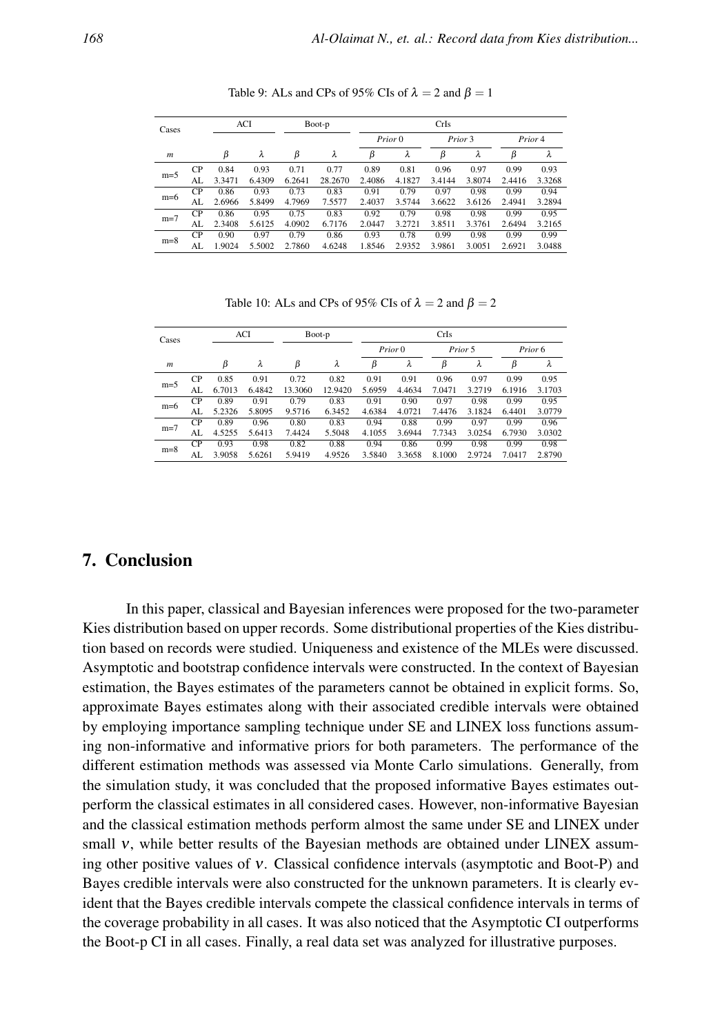Table 9: ALs and CPs of 95% CIs of $\lambda = 2$ and $\beta = 1$

| Cases | | ACI | | Boot-p | | CrIs | | | | | |
|---|---|---|---|---|---|---|---|---|---|---|---|
| | | | | | | *Prior* 0 | | *Prior* 3 | | *Prior* 4 | |
| $m$ | | $\beta$ | $\lambda$ | $\beta$ | $\lambda$ | $\beta$ | $\lambda$ | $\beta$ | $\lambda$ | $\beta$ | $\lambda$ |
| m=5 | CP | 0.84 | 0.93 | 0.71 | 0.77 | 0.89 | 0.81 | 0.96 | 0.97 | 0.99 | 0.93 |
| | AL | 3.3471 | 6.4309 | 6.2641 | 28.2670 | 2.4086 | 4.1827 | 3.4144 | 3.8074 | 2.4416 | 3.3268 |
| m=6 | CP | 0.86 | 0.93 | 0.73 | 0.83 | 0.91 | 0.79 | 0.97 | 0.98 | 0.99 | 0.94 |
| | AL | 2.6966 | 5.8499 | 4.7969 | 7.5577 | 2.4037 | 3.5744 | 3.6622 | 3.6126 | 2.4941 | 3.2894 |
| m=7 | CP | 0.86 | 0.95 | 0.75 | 0.83 | 0.92 | 0.79 | 0.98 | 0.98 | 0.99 | 0.95 |
| | AL | 2.3408 | 5.6125 | 4.0902 | 6.7176 | 2.0447 | 3.2721 | 3.8511 | 3.3761 | 2.6494 | 3.2165 |
| m=8 | CP | 0.90 | 0.97 | 0.79 | 0.86 | 0.93 | 0.78 | 0.99 | 0.98 | 0.99 | 0.99 |
| | AL | 1.9024 | 5.5002 | 2.7860 | 4.6248 | 1.8546 | 2.9352 | 3.9861 | 3.0051 | 2.6921 | 3.0488 |

Table 10: ALs and CPs of 95% CIs of $\lambda = 2$ and $\beta = 2$

| Cases | | ACI | | Boot-p | | CrIs | | | | | |
|---|---|---|---|---|---|---|---|---|---|---|---|
| | | | | | | *Prior* 0 | | *Prior* 5 | | *Prior* 6 | |
| $m$ | | $\beta$ | $\lambda$ | $\beta$ | $\lambda$ | $\beta$ | $\lambda$ | $\beta$ | $\lambda$ | $\beta$ | $\lambda$ |
| m=5 | CP | 0.85 | 0.91 | 0.72 | 0.82 | 0.91 | 0.91 | 0.96 | 0.97 | 0.99 | 0.95 |
| | AL | 6.7013 | 6.4842 | 13.3060 | 12.9420 | 5.6959 | 4.4634 | 7.0471 | 3.2719 | 6.1916 | 3.1703 |
| m=6 | CP | 0.89 | 0.91 | 0.79 | 0.83 | 0.91 | 0.90 | 0.97 | 0.98 | 0.99 | 0.95 |
| | AL | 5.2326 | 5.8095 | 9.5716 | 6.3452 | 4.6384 | 4.0721 | 7.4476 | 3.1824 | 6.4401 | 3.0779 |
| m=7 | CP | 0.89 | 0.96 | 0.80 | 0.83 | 0.94 | 0.88 | 0.99 | 0.97 | 0.99 | 0.96 |
| | AL | 4.5255 | 5.6413 | 7.4424 | 5.5048 | 4.1055 | 3.6944 | 7.7343 | 3.0254 | 6.7930 | 3.0302 |
| m=8 | CP | 0.93 | 0.98 | 0.82 | 0.88 | 0.94 | 0.86 | 0.99 | 0.98 | 0.99 | 0.98 |
| | AL | 3.9058 | 5.6261 | 5.9419 | 4.9526 | 3.5840 | 3.3658 | 8.1000 | 2.9724 | 7.0417 | 2.8790 |

## 7. Conclusion

In this paper, classical and Bayesian inferences were proposed for the two-parameter Kies distribution based on upper records. Some distributional properties of the Kies distribution based on records were studied. Uniqueness and existence of the MLEs were discussed. Asymptotic and bootstrap confidence intervals were constructed. In the context of Bayesian estimation, the Bayes estimates of the parameters cannot be obtained in explicit forms. So, approximate Bayes estimates along with their associated credible intervals were obtained by employing importance sampling technique under SE and LINEX loss functions assuming non-informative and informative priors for both parameters. The performance of the different estimation methods was assessed via Monte Carlo simulations. Generally, from the simulation study, it was concluded that the proposed informative Bayes estimates outperform the classical estimates in all considered cases. However, non-informative Bayesian and the classical estimation methods perform almost the same under SE and LINEX under small $\nu$, while better results of the Bayesian methods are obtained under LINEX assuming other positive values of $\nu$. Classical confidence intervals (asymptotic and Boot-P) and Bayes credible intervals were also constructed for the unknown parameters. It is clearly evident that the Bayes credible intervals compete the classical confidence intervals in terms of the coverage probability in all cases. It was also noticed that the Asymptotic CI outperforms the Boot-p CI in all cases. Finally, a real data set was analyzed for illustrative purposes.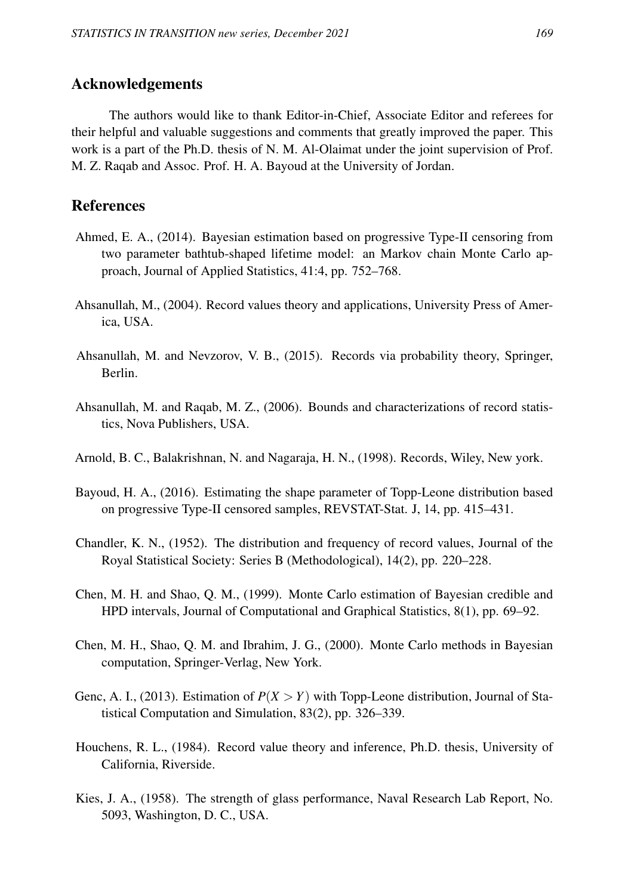## Acknowledgements

The authors would like to thank Editor-in-Chief, Associate Editor and referees for their helpful and valuable suggestions and comments that greatly improved the paper. This work is a part of the Ph.D. thesis of N. M. Al-Olaimat under the joint supervision of Prof. M. Z. Raqab and Assoc. Prof. H. A. Bayoud at the University of Jordan.

## References

Ahmed, E. A., (2014). Bayesian estimation based on progressive Type-II censoring from two parameter bathtub-shaped lifetime model: an Markov chain Monte Carlo approach, Journal of Applied Statistics, 41:4, pp. 752–768.

Ahsanullah, M., (2004). Record values theory and applications, University Press of America, USA.

Ahsanullah, M. and Nevzorov, V. B., (2015). Records via probability theory, Springer, Berlin.

Ahsanullah, M. and Raqab, M. Z., (2006). Bounds and characterizations of record statistics, Nova Publishers, USA.

Arnold, B. C., Balakrishnan, N. and Nagaraja, H. N., (1998). Records, Wiley, New york.

Bayoud, H. A., (2016). Estimating the shape parameter of Topp-Leone distribution based on progressive Type-II censored samples, REVSTAT-Stat. J, 14, pp. 415–431.

Chandler, K. N., (1952). The distribution and frequency of record values, Journal of the Royal Statistical Society: Series B (Methodological), 14(2), pp. 220–228.

Chen, M. H. and Shao, Q. M., (1999). Monte Carlo estimation of Bayesian credible and HPD intervals, Journal of Computational and Graphical Statistics, 8(1), pp. 69–92.

Chen, M. H., Shao, Q. M. and Ibrahim, J. G., (2000). Monte Carlo methods in Bayesian computation, Springer-Verlag, New York.

Genc, A. I., (2013). Estimation of $P(X > Y)$ with Topp-Leone distribution, Journal of Statistical Computation and Simulation, 83(2), pp. 326–339.

Houchens, R. L., (1984). Record value theory and inference, Ph.D. thesis, University of California, Riverside.

Kies, J. A., (1958). The strength of glass performance, Naval Research Lab Report, No. 5093, Washington, D. C., USA.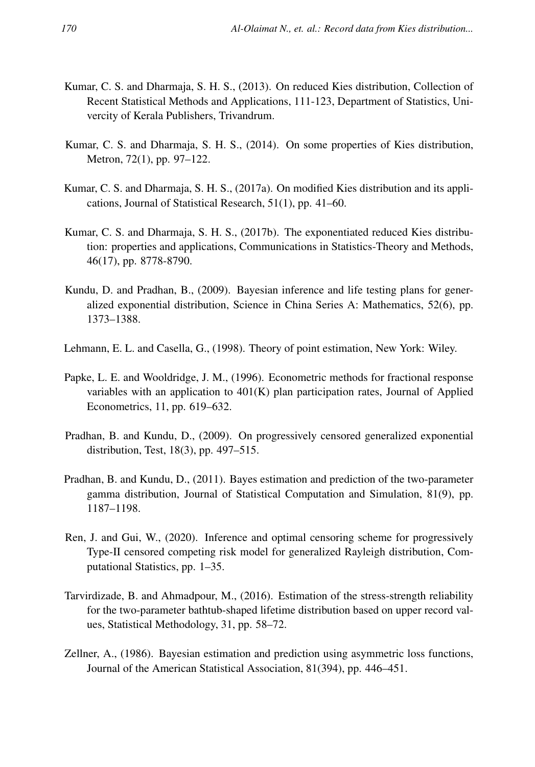Kumar, C. S. and Dharmaja, S. H. S., (2013). On reduced Kies distribution, Collection of Recent Statistical Methods and Applications, 111-123, Department of Statistics, Univercity of Kerala Publishers, Trivandrum.

Kumar, C. S. and Dharmaja, S. H. S., (2014). On some properties of Kies distribution, Metron, 72(1), pp. 97–122.

Kumar, C. S. and Dharmaja, S. H. S., (2017a). On modified Kies distribution and its applications, Journal of Statistical Research, 51(1), pp. 41–60.

Kumar, C. S. and Dharmaja, S. H. S., (2017b). The exponentiated reduced Kies distribution: properties and applications, Communications in Statistics-Theory and Methods, 46(17), pp. 8778-8790.

Kundu, D. and Pradhan, B., (2009). Bayesian inference and life testing plans for generalized exponential distribution, Science in China Series A: Mathematics, 52(6), pp. 1373–1388.

Lehmann, E. L. and Casella, G., (1998). Theory of point estimation, New York: Wiley.

Papke, L. E. and Wooldridge, J. M., (1996). Econometric methods for fractional response variables with an application to 401(K) plan participation rates, Journal of Applied Econometrics, 11, pp. 619–632.

Pradhan, B. and Kundu, D., (2009). On progressively censored generalized exponential distribution, Test, 18(3), pp. 497–515.

Pradhan, B. and Kundu, D., (2011). Bayes estimation and prediction of the two-parameter gamma distribution, Journal of Statistical Computation and Simulation, 81(9), pp. 1187–1198.

Ren, J. and Gui, W., (2020). Inference and optimal censoring scheme for progressively Type-II censored competing risk model for generalized Rayleigh distribution, Computational Statistics, pp. 1–35.

Tarvirdizade, B. and Ahmadpour, M., (2016). Estimation of the stress-strength reliability for the two-parameter bathtub-shaped lifetime distribution based on upper record values, Statistical Methodology, 31, pp. 58–72.

Zellner, A., (1986). Bayesian estimation and prediction using asymmetric loss functions, Journal of the American Statistical Association, 81(394), pp. 446–451.